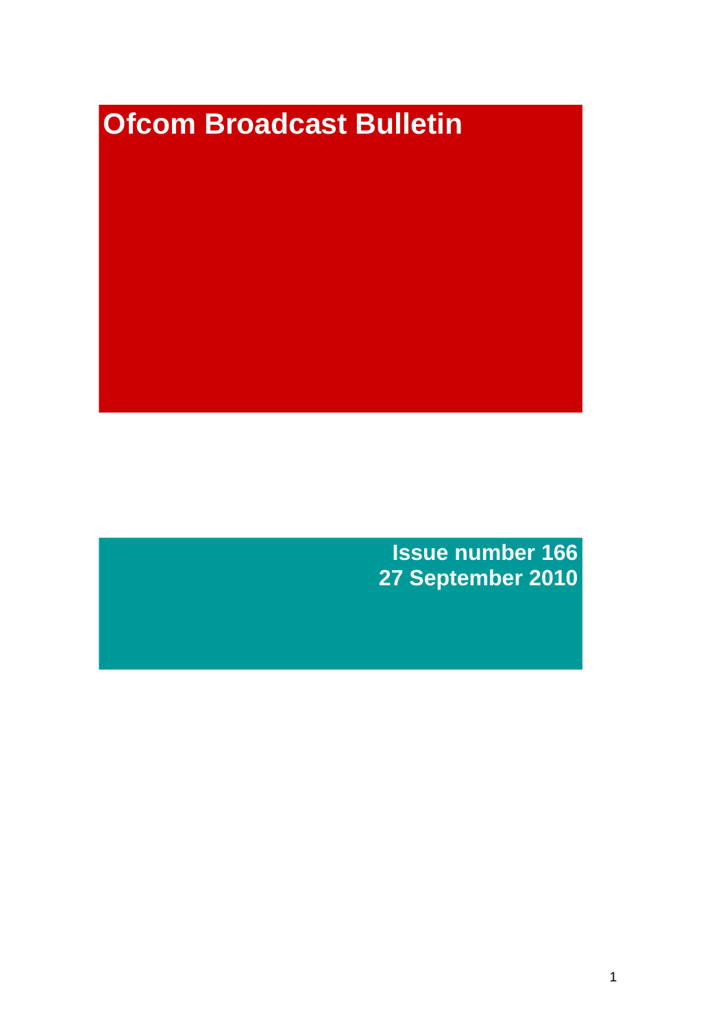# Ofcom Broadcast Bulletin

**Issue number 166**
**27 September 2010**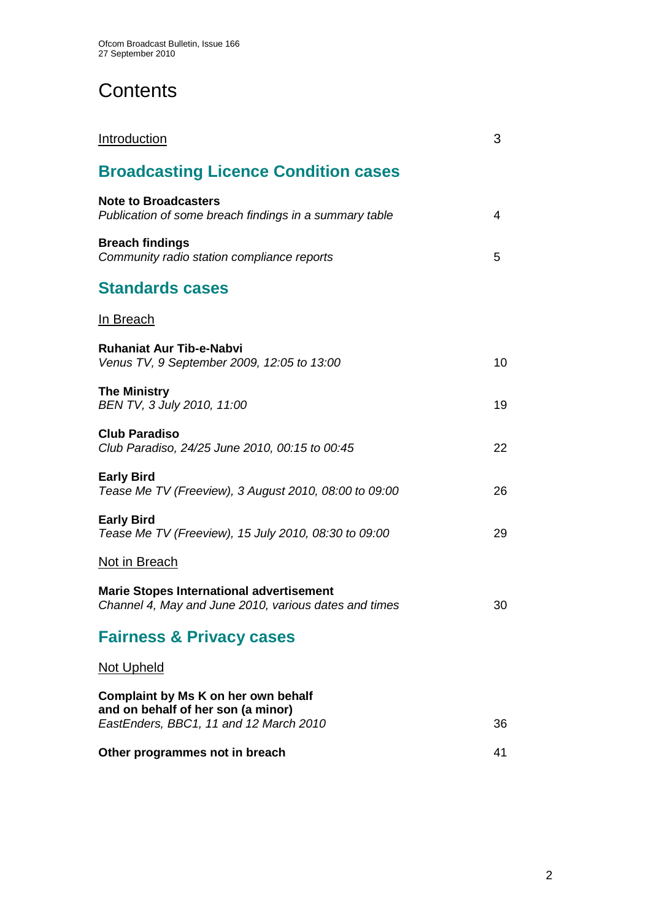# Contents

Introduction 3

## Broadcasting Licence Condition cases

**Note to Broadcasters**
*Publication of some breach findings in a summary table* 4

**Breach findings**
*Community radio station compliance reports* 5

## Standards cases

In Breach

**Ruhaniat Aur Tib-e-Nabvi**
*Venus TV, 9 September 2009, 12:05 to 13:00* 10

**The Ministry**
*BEN TV, 3 July 2010, 11:00* 19

**Club Paradiso**
*Club Paradiso, 24/25 June 2010, 00:15 to 00:45* 22

**Early Bird**
*Tease Me TV (Freeview), 3 August 2010, 08:00 to 09:00* 26

**Early Bird**
*Tease Me TV (Freeview), 15 July 2010, 08:30 to 09:00* 29

Not in Breach

**Marie Stopes International advertisement**
*Channel 4, May and June 2010, various dates and times* 30

## Fairness & Privacy cases

Not Upheld

**Complaint by Ms K on her own behalf and on behalf of her son (a minor)**
*EastEnders, BBC1, 11 and 12 March 2010* 36

**Other programmes not in breach** 41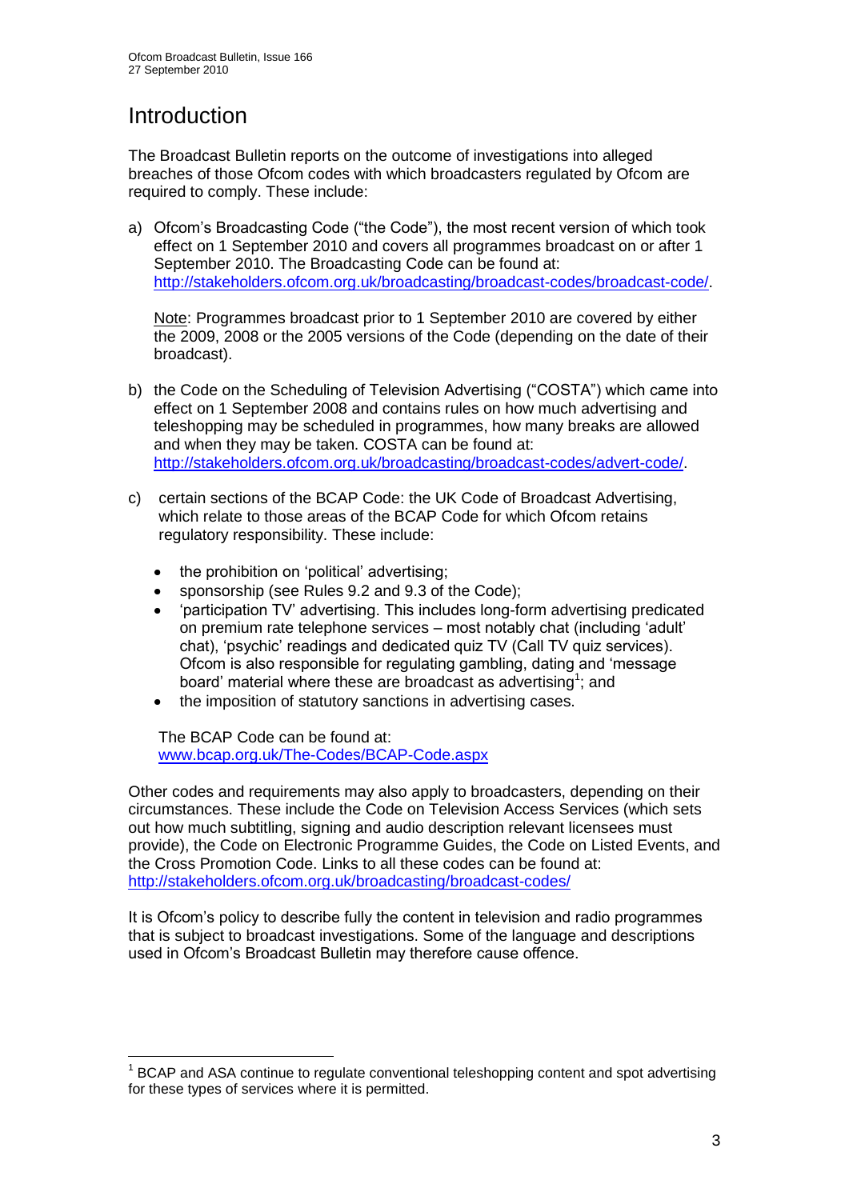# Introduction

The Broadcast Bulletin reports on the outcome of investigations into alleged breaches of those Ofcom codes with which broadcasters regulated by Ofcom are required to comply. These include:

a) Ofcom's Broadcasting Code ("the Code"), the most recent version of which took effect on 1 September 2010 and covers all programmes broadcast on or after 1 September 2010. The Broadcasting Code can be found at: http://stakeholders.ofcom.org.uk/broadcasting/broadcast-codes/broadcast-code/.

   Note: Programmes broadcast prior to 1 September 2010 are covered by either the 2009, 2008 or the 2005 versions of the Code (depending on the date of their broadcast).

b) the Code on the Scheduling of Television Advertising ("COSTA") which came into effect on 1 September 2008 and contains rules on how much advertising and teleshopping may be scheduled in programmes, how many breaks are allowed and when they may be taken. COSTA can be found at: http://stakeholders.ofcom.org.uk/broadcasting/broadcast-codes/advert-code/.

c) certain sections of the BCAP Code: the UK Code of Broadcast Advertising, which relate to those areas of the BCAP Code for which Ofcom retains regulatory responsibility. These include:

   - the prohibition on 'political' advertising;
   - sponsorship (see Rules 9.2 and 9.3 of the Code);
   - 'participation TV' advertising. This includes long-form advertising predicated on premium rate telephone services – most notably chat (including 'adult' chat), 'psychic' readings and dedicated quiz TV (Call TV quiz services). Ofcom is also responsible for regulating gambling, dating and 'message board' material where these are broadcast as advertising[1]; and
   - the imposition of statutory sanctions in advertising cases.

   The BCAP Code can be found at: www.bcap.org.uk/The-Codes/BCAP-Code.aspx

Other codes and requirements may also apply to broadcasters, depending on their circumstances. These include the Code on Television Access Services (which sets out how much subtitling, signing and audio description relevant licensees must provide), the Code on Electronic Programme Guides, the Code on Listed Events, and the Cross Promotion Code. Links to all these codes can be found at: http://stakeholders.ofcom.org.uk/broadcasting/broadcast-codes/

It is Ofcom's policy to describe fully the content in television and radio programmes that is subject to broadcast investigations. Some of the language and descriptions used in Ofcom's Broadcast Bulletin may therefore cause offence.

[1] BCAP and ASA continue to regulate conventional teleshopping content and spot advertising for these types of services where it is permitted.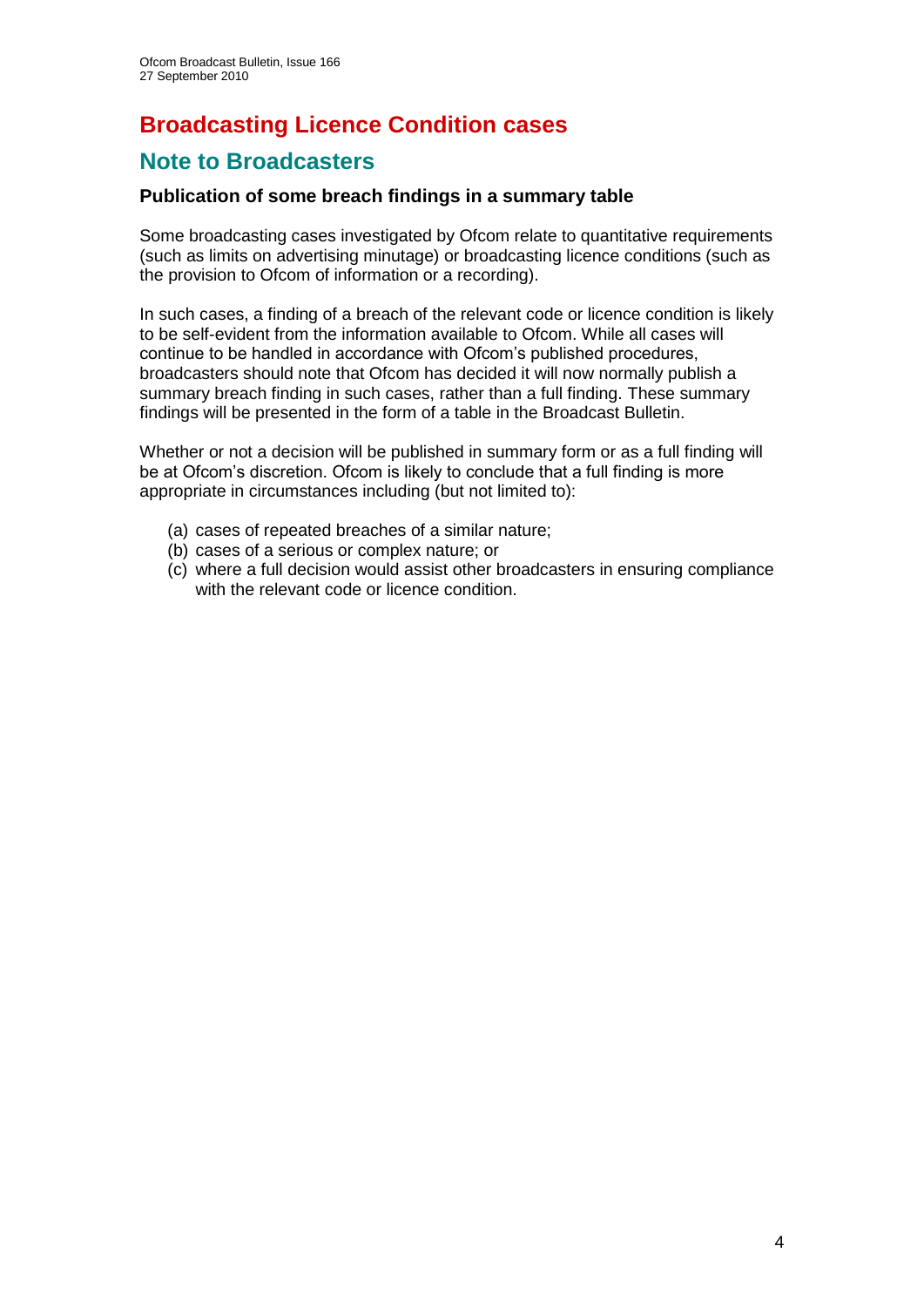# Broadcasting Licence Condition cases

## Note to Broadcasters

### Publication of some breach findings in a summary table

Some broadcasting cases investigated by Ofcom relate to quantitative requirements (such as limits on advertising minutage) or broadcasting licence conditions (such as the provision to Ofcom of information or a recording).

In such cases, a finding of a breach of the relevant code or licence condition is likely to be self-evident from the information available to Ofcom. While all cases will continue to be handled in accordance with Ofcom's published procedures, broadcasters should note that Ofcom has decided it will now normally publish a summary breach finding in such cases, rather than a full finding. These summary findings will be presented in the form of a table in the Broadcast Bulletin.

Whether or not a decision will be published in summary form or as a full finding will be at Ofcom's discretion. Ofcom is likely to conclude that a full finding is more appropriate in circumstances including (but not limited to):

(a) cases of repeated breaches of a similar nature;
(b) cases of a serious or complex nature; or
(c) where a full decision would assist other broadcasters in ensuring compliance with the relevant code or licence condition.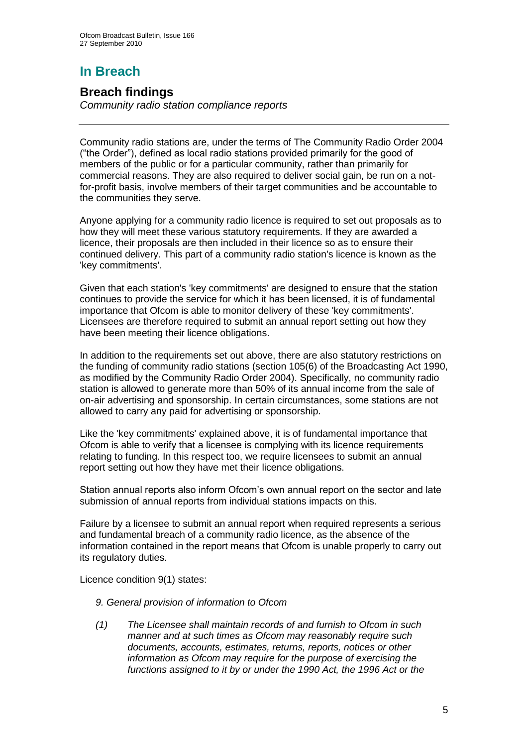# In Breach

## Breach findings

*Community radio station compliance reports*

---

Community radio stations are, under the terms of The Community Radio Order 2004 ("the Order"), defined as local radio stations provided primarily for the good of members of the public or for a particular community, rather than primarily for commercial reasons. They are also required to deliver social gain, be run on a not-for-profit basis, involve members of their target communities and be accountable to the communities they serve.

Anyone applying for a community radio licence is required to set out proposals as to how they will meet these various statutory requirements. If they are awarded a licence, their proposals are then included in their licence so as to ensure their continued delivery. This part of a community radio station's licence is known as the 'key commitments'.

Given that each station's 'key commitments' are designed to ensure that the station continues to provide the service for which it has been licensed, it is of fundamental importance that Ofcom is able to monitor delivery of these 'key commitments'. Licensees are therefore required to submit an annual report setting out how they have been meeting their licence obligations.

In addition to the requirements set out above, there are also statutory restrictions on the funding of community radio stations (section 105(6) of the Broadcasting Act 1990, as modified by the Community Radio Order 2004). Specifically, no community radio station is allowed to generate more than 50% of its annual income from the sale of on-air advertising and sponsorship. In certain circumstances, some stations are not allowed to carry any paid for advertising or sponsorship.

Like the 'key commitments' explained above, it is of fundamental importance that Ofcom is able to verify that a licensee is complying with its licence requirements relating to funding. In this respect too, we require licensees to submit an annual report setting out how they have met their licence obligations.

Station annual reports also inform Ofcom's own annual report on the sector and late submission of annual reports from individual stations impacts on this.

Failure by a licensee to submit an annual report when required represents a serious and fundamental breach of a community radio licence, as the absence of the information contained in the report means that Ofcom is unable properly to carry out its regulatory duties.

Licence condition 9(1) states:

*9. General provision of information to Ofcom*

*(1) The Licensee shall maintain records of and furnish to Ofcom in such manner and at such times as Ofcom may reasonably require such documents, accounts, estimates, returns, reports, notices or other information as Ofcom may require for the purpose of exercising the functions assigned to it by or under the 1990 Act, the 1996 Act or the*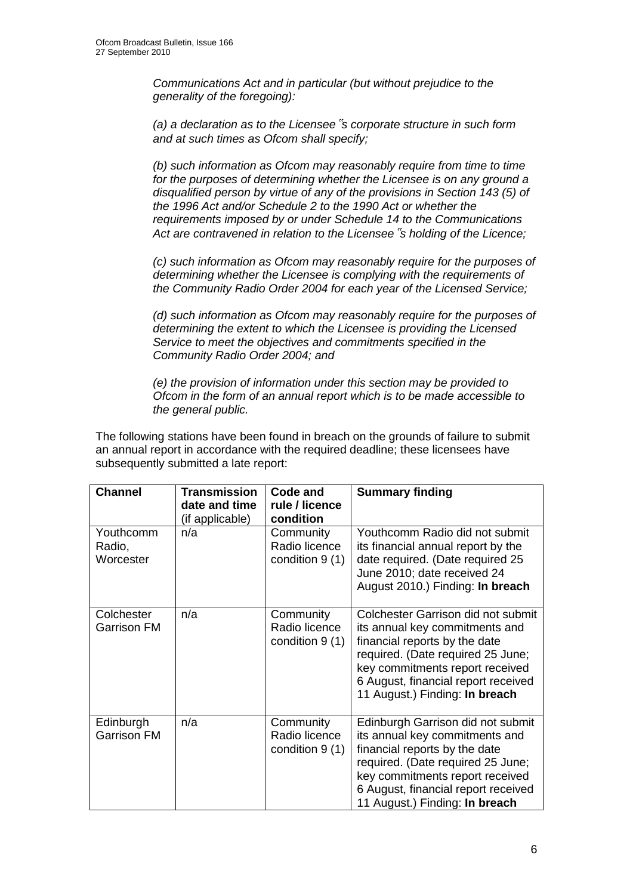*Communications Act and in particular (but without prejudice to the generality of the foregoing):*

*(a) a declaration as to the Licensee˝s corporate structure in such form and at such times as Ofcom shall specify;*

*(b) such information as Ofcom may reasonably require from time to time for the purposes of determining whether the Licensee is on any ground a disqualified person by virtue of any of the provisions in Section 143 (5) of the 1996 Act and/or Schedule 2 to the 1990 Act or whether the requirements imposed by or under Schedule 14 to the Communications Act are contravened in relation to the Licensee˝s holding of the Licence;*

*(c) such information as Ofcom may reasonably require for the purposes of determining whether the Licensee is complying with the requirements of the Community Radio Order 2004 for each year of the Licensed Service;*

*(d) such information as Ofcom may reasonably require for the purposes of determining the extent to which the Licensee is providing the Licensed Service to meet the objectives and commitments specified in the Community Radio Order 2004; and*

*(e) the provision of information under this section may be provided to Ofcom in the form of an annual report which is to be made accessible to the general public.*

The following stations have been found in breach on the grounds of failure to submit an annual report in accordance with the required deadline; these licensees have subsequently submitted a late report:

| Channel | Transmission date and time (if applicable) | Code and rule / licence condition | Summary finding |
|---|---|---|---|
| Youthcomm Radio, Worcester | n/a | Community Radio licence condition 9 (1) | Youthcomm Radio did not submit its financial annual report by the date required. (Date required 25 June 2010; date received 24 August 2010.) Finding: **In breach** |
| Colchester Garrison FM | n/a | Community Radio licence condition 9 (1) | Colchester Garrison did not submit its annual key commitments and financial reports by the date required. (Date required 25 June; key commitments report received 6 August, financial report received 11 August.) Finding: **In breach** |
| Edinburgh Garrison FM | n/a | Community Radio licence condition 9 (1) | Edinburgh Garrison did not submit its annual key commitments and financial reports by the date required. (Date required 25 June; key commitments report received 6 August, financial report received 11 August.) Finding: **In breach** |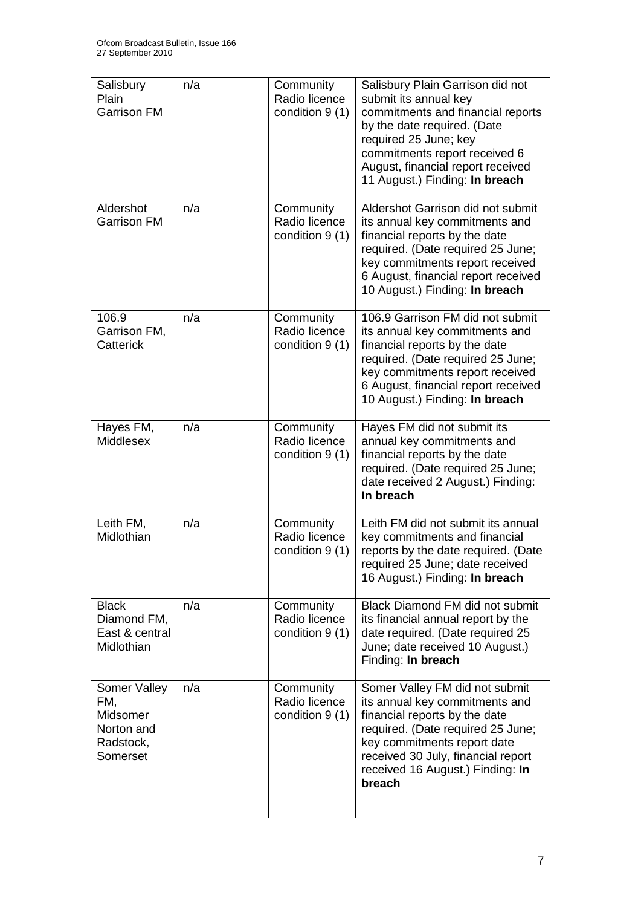| | | | |
|---|---|---|---|
| Salisbury Plain Garrison FM | n/a | Community Radio licence condition 9 (1) | Salisbury Plain Garrison did not submit its annual key commitments and financial reports by the date required. (Date required 25 June; key commitments report received 6 August, financial report received 11 August.) Finding: **In breach** |
| Aldershot Garrison FM | n/a | Community Radio licence condition 9 (1) | Aldershot Garrison did not submit its annual key commitments and financial reports by the date required. (Date required 25 June; key commitments report received 6 August, financial report received 10 August.) Finding: **In breach** |
| 106.9 Garrison FM, Catterick | n/a | Community Radio licence condition 9 (1) | 106.9 Garrison FM did not submit its annual key commitments and financial reports by the date required. (Date required 25 June; key commitments report received 6 August, financial report received 10 August.) Finding: **In breach** |
| Hayes FM, Middlesex | n/a | Community Radio licence condition 9 (1) | Hayes FM did not submit its annual key commitments and financial reports by the date required. (Date required 25 June; date received 2 August.) Finding: **In breach** |
| Leith FM, Midlothian | n/a | Community Radio licence condition 9 (1) | Leith FM did not submit its annual key commitments and financial reports by the date required. (Date required 25 June; date received 16 August.) Finding: **In breach** |
| Black Diamond FM, East & central Midlothian | n/a | Community Radio licence condition 9 (1) | Black Diamond FM did not submit its financial annual report by the date required. (Date required 25 June; date received 10 August.) Finding: **In breach** |
| Somer Valley FM, Midsomer Norton and Radstock, Somerset | n/a | Community Radio licence condition 9 (1) | Somer Valley FM did not submit its annual key commitments and financial reports by the date required. (Date required 25 June; key commitments report date received 30 July, financial report received 16 August.) Finding: **In breach** |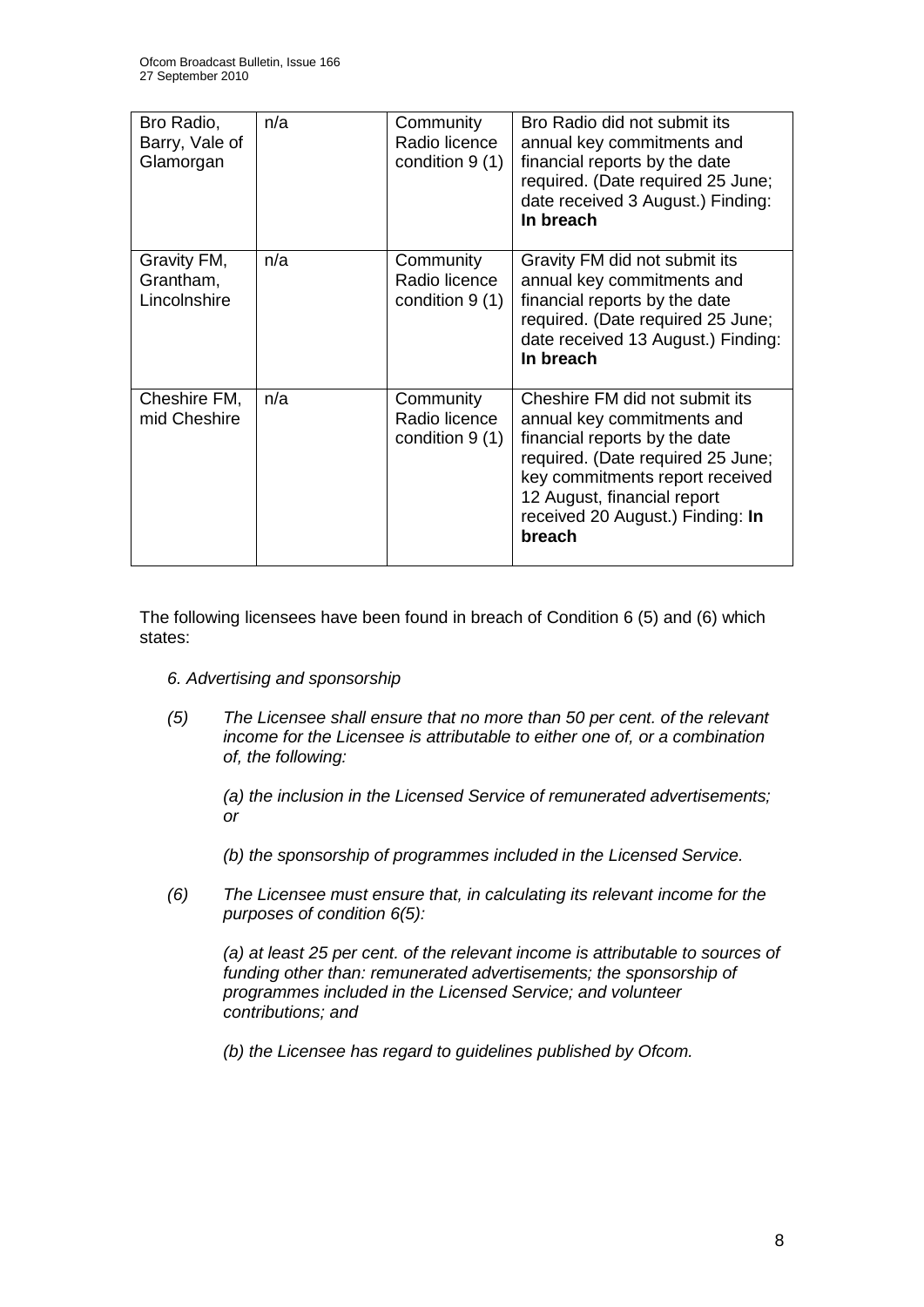| | | | |
|---|---|---|---|
| Bro Radio, Barry, Vale of Glamorgan | n/a | Community Radio licence condition 9 (1) | Bro Radio did not submit its annual key commitments and financial reports by the date required. (Date required 25 June; date received 3 August.) Finding: **In breach** |
| Gravity FM, Grantham, Lincolnshire | n/a | Community Radio licence condition 9 (1) | Gravity FM did not submit its annual key commitments and financial reports by the date required. (Date required 25 June; date received 13 August.) Finding: **In breach** |
| Cheshire FM, mid Cheshire | n/a | Community Radio licence condition 9 (1) | Cheshire FM did not submit its annual key commitments and financial reports by the date required. (Date required 25 June; key commitments report received 12 August, financial report received 20 August.) Finding: **In breach** |

The following licensees have been found in breach of Condition 6 (5) and (6) which states:

*6. Advertising and sponsorship*

*(5) The Licensee shall ensure that no more than 50 per cent. of the relevant income for the Licensee is attributable to either one of, or a combination of, the following:*

*(a) the inclusion in the Licensed Service of remunerated advertisements; or*

*(b) the sponsorship of programmes included in the Licensed Service.*

*(6) The Licensee must ensure that, in calculating its relevant income for the purposes of condition 6(5):*

*(a) at least 25 per cent. of the relevant income is attributable to sources of funding other than: remunerated advertisements; the sponsorship of programmes included in the Licensed Service; and volunteer contributions; and*

*(b) the Licensee has regard to guidelines published by Ofcom.*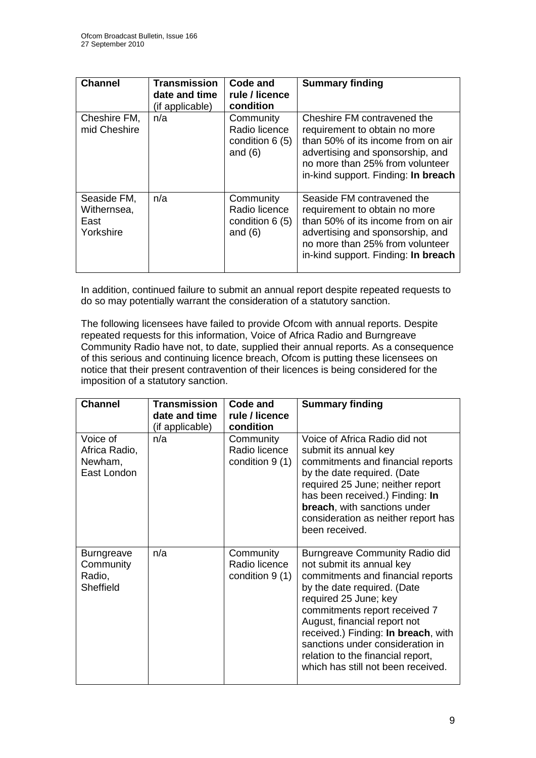| Channel | Transmission date and time (if applicable) | Code and rule / licence condition | Summary finding |
| --- | --- | --- | --- |
| Cheshire FM, mid Cheshire | n/a | Community Radio licence condition 6 (5) and (6) | Cheshire FM contravened the requirement to obtain no more than 50% of its income from on air advertising and sponsorship, and no more than 25% from volunteer in-kind support. Finding: **In breach** |
| Seaside FM, Withernsea, East Yorkshire | n/a | Community Radio licence condition 6 (5) and (6) | Seaside FM contravened the requirement to obtain no more than 50% of its income from on air advertising and sponsorship, and no more than 25% from volunteer in-kind support. Finding: **In breach** |

In addition, continued failure to submit an annual report despite repeated requests to do so may potentially warrant the consideration of a statutory sanction.

The following licensees have failed to provide Ofcom with annual reports. Despite repeated requests for this information, Voice of Africa Radio and Burngreave Community Radio have not, to date, supplied their annual reports. As a consequence of this serious and continuing licence breach, Ofcom is putting these licensees on notice that their present contravention of their licences is being considered for the imposition of a statutory sanction.

| Channel | Transmission date and time (if applicable) | Code and rule / licence condition | Summary finding |
| --- | --- | --- | --- |
| Voice of Africa Radio, Newham, East London | n/a | Community Radio licence condition 9 (1) | Voice of Africa Radio did not submit its annual key commitments and financial reports by the date required. (Date required 25 June; neither report has been received.) Finding: **In breach**, with sanctions under consideration as neither report has been received. |
| Burngreave Community Radio, Sheffield | n/a | Community Radio licence condition 9 (1) | Burngreave Community Radio did not submit its annual key commitments and financial reports by the date required. (Date required 25 June; key commitments report received 7 August, financial report not received.) Finding: **In breach**, with sanctions under consideration in relation to the financial report, which has still not been received. |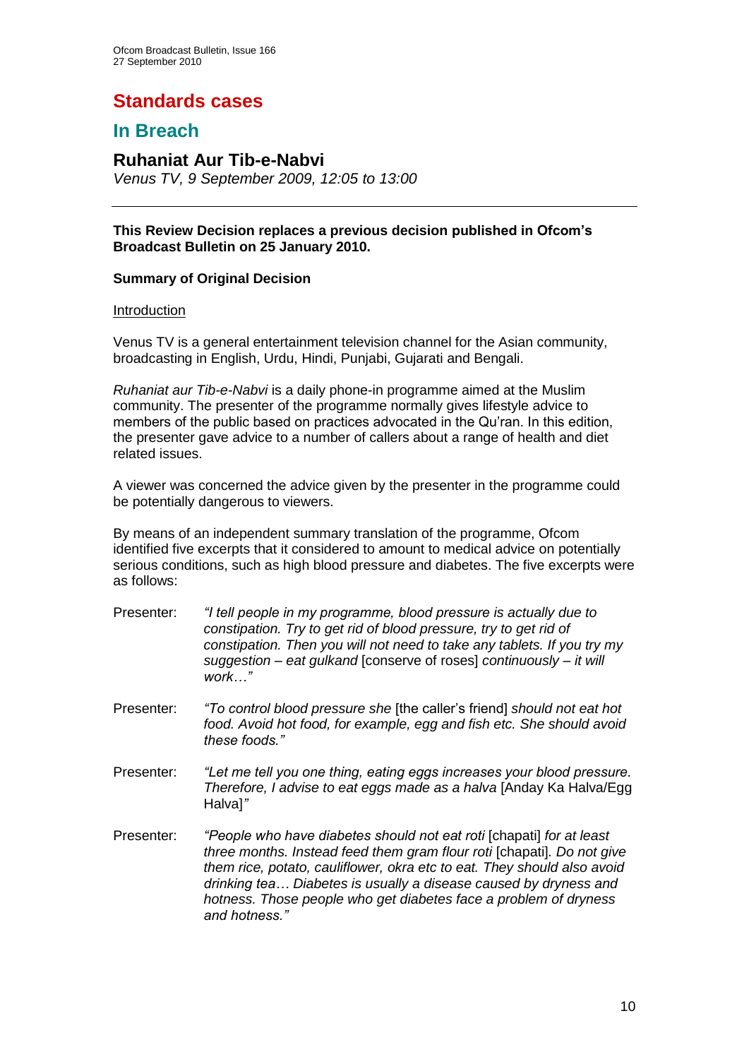# Standards cases

## In Breach

### Ruhaniat Aur Tib-e-Nabvi

*Venus TV, 9 September 2009, 12:05 to 13:00*

---

**This Review Decision replaces a previous decision published in Ofcom's Broadcast Bulletin on 25 January 2010.**

**Summary of Original Decision**

Introduction

Venus TV is a general entertainment television channel for the Asian community, broadcasting in English, Urdu, Hindi, Punjabi, Gujarati and Bengali.

*Ruhaniat aur Tib-e-Nabvi* is a daily phone-in programme aimed at the Muslim community. The presenter of the programme normally gives lifestyle advice to members of the public based on practices advocated in the Qu'ran. In this edition, the presenter gave advice to a number of callers about a range of health and diet related issues.

A viewer was concerned the advice given by the presenter in the programme could be potentially dangerous to viewers.

By means of an independent summary translation of the programme, Ofcom identified five excerpts that it considered to amount to medical advice on potentially serious conditions, such as high blood pressure and diabetes. The five excerpts were as follows:

Presenter: *"I tell people in my programme, blood pressure is actually due to constipation. Try to get rid of blood pressure, try to get rid of constipation. Then you will not need to take any tablets. If you try my suggestion – eat gulkand* [conserve of roses] *continuously – it will work…"*

Presenter: *"To control blood pressure she* [the caller's friend] *should not eat hot food. Avoid hot food, for example, egg and fish etc. She should avoid these foods."*

Presenter: *"Let me tell you one thing, eating eggs increases your blood pressure. Therefore, I advise to eat eggs made as a halva* [Anday Ka Halva/Egg Halva]*"*

Presenter: *"People who have diabetes should not eat roti* [chapati] *for at least three months. Instead feed them gram flour roti* [chapati]. *Do not give them rice, potato, cauliflower, okra etc to eat. They should also avoid drinking tea… Diabetes is usually a disease caused by dryness and hotness. Those people who get diabetes face a problem of dryness and hotness."*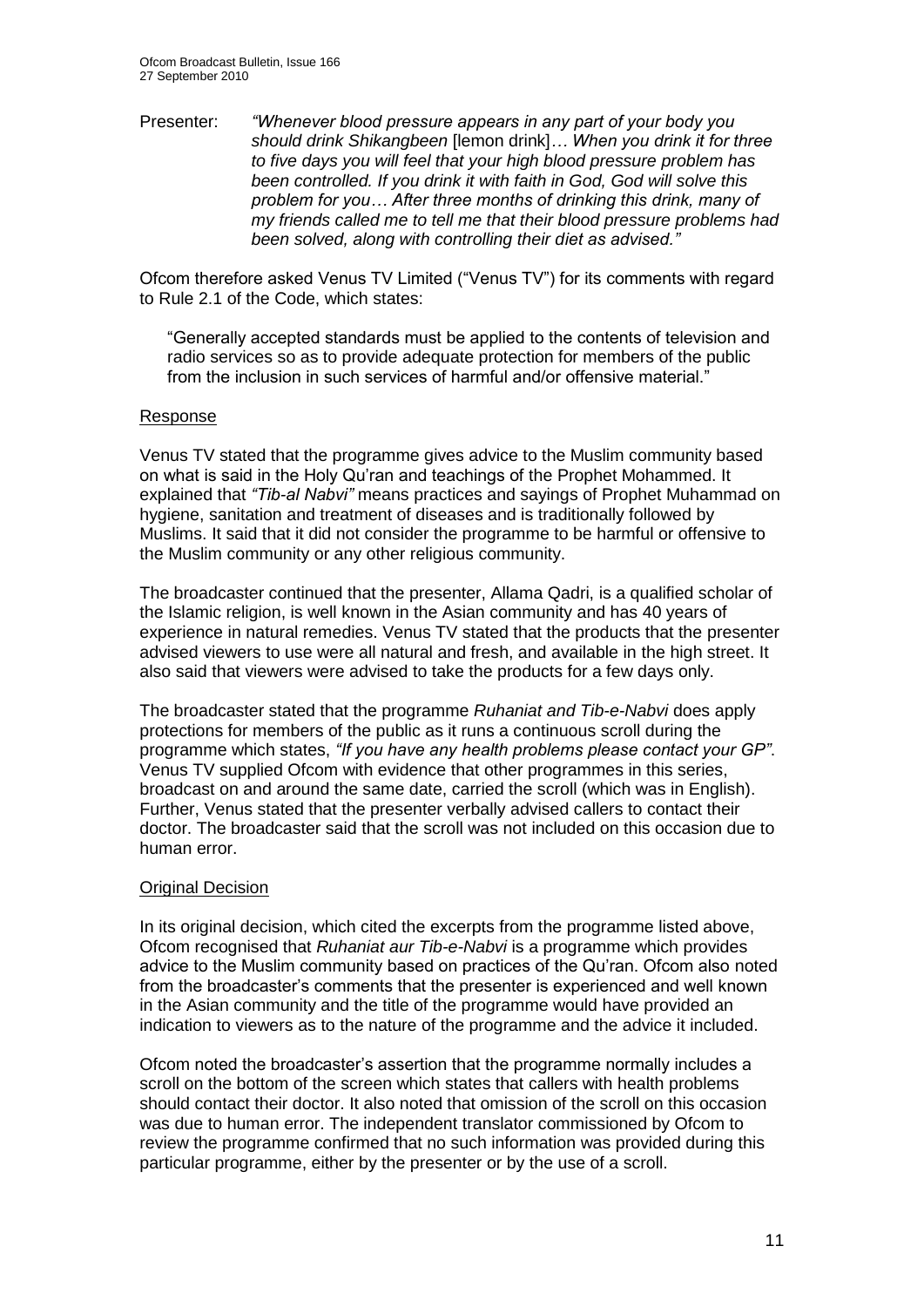Presenter: *"Whenever blood pressure appears in any part of your body you should drink Shikangbeen* [lemon drink]*… When you drink it for three to five days you will feel that your high blood pressure problem has been controlled. If you drink it with faith in God, God will solve this problem for you… After three months of drinking this drink, many of my friends called me to tell me that their blood pressure problems had been solved, along with controlling their diet as advised."*

Ofcom therefore asked Venus TV Limited ("Venus TV") for its comments with regard to Rule 2.1 of the Code, which states:

"Generally accepted standards must be applied to the contents of television and radio services so as to provide adequate protection for members of the public from the inclusion in such services of harmful and/or offensive material."

Response

Venus TV stated that the programme gives advice to the Muslim community based on what is said in the Holy Qu'ran and teachings of the Prophet Mohammed. It explained that *"Tib-al Nabvi"* means practices and sayings of Prophet Muhammad on hygiene, sanitation and treatment of diseases and is traditionally followed by Muslims. It said that it did not consider the programme to be harmful or offensive to the Muslim community or any other religious community.

The broadcaster continued that the presenter, Allama Qadri, is a qualified scholar of the Islamic religion, is well known in the Asian community and has 40 years of experience in natural remedies. Venus TV stated that the products that the presenter advised viewers to use were all natural and fresh, and available in the high street. It also said that viewers were advised to take the products for a few days only.

The broadcaster stated that the programme *Ruhaniat and Tib-e-Nabvi* does apply protections for members of the public as it runs a continuous scroll during the programme which states, *"If you have any health problems please contact your GP"*. Venus TV supplied Ofcom with evidence that other programmes in this series, broadcast on and around the same date, carried the scroll (which was in English). Further, Venus stated that the presenter verbally advised callers to contact their doctor. The broadcaster said that the scroll was not included on this occasion due to human error.

Original Decision

In its original decision, which cited the excerpts from the programme listed above, Ofcom recognised that *Ruhaniat aur Tib-e-Nabvi* is a programme which provides advice to the Muslim community based on practices of the Qu'ran. Ofcom also noted from the broadcaster's comments that the presenter is experienced and well known in the Asian community and the title of the programme would have provided an indication to viewers as to the nature of the programme and the advice it included.

Ofcom noted the broadcaster's assertion that the programme normally includes a scroll on the bottom of the screen which states that callers with health problems should contact their doctor. It also noted that omission of the scroll on this occasion was due to human error. The independent translator commissioned by Ofcom to review the programme confirmed that no such information was provided during this particular programme, either by the presenter or by the use of a scroll.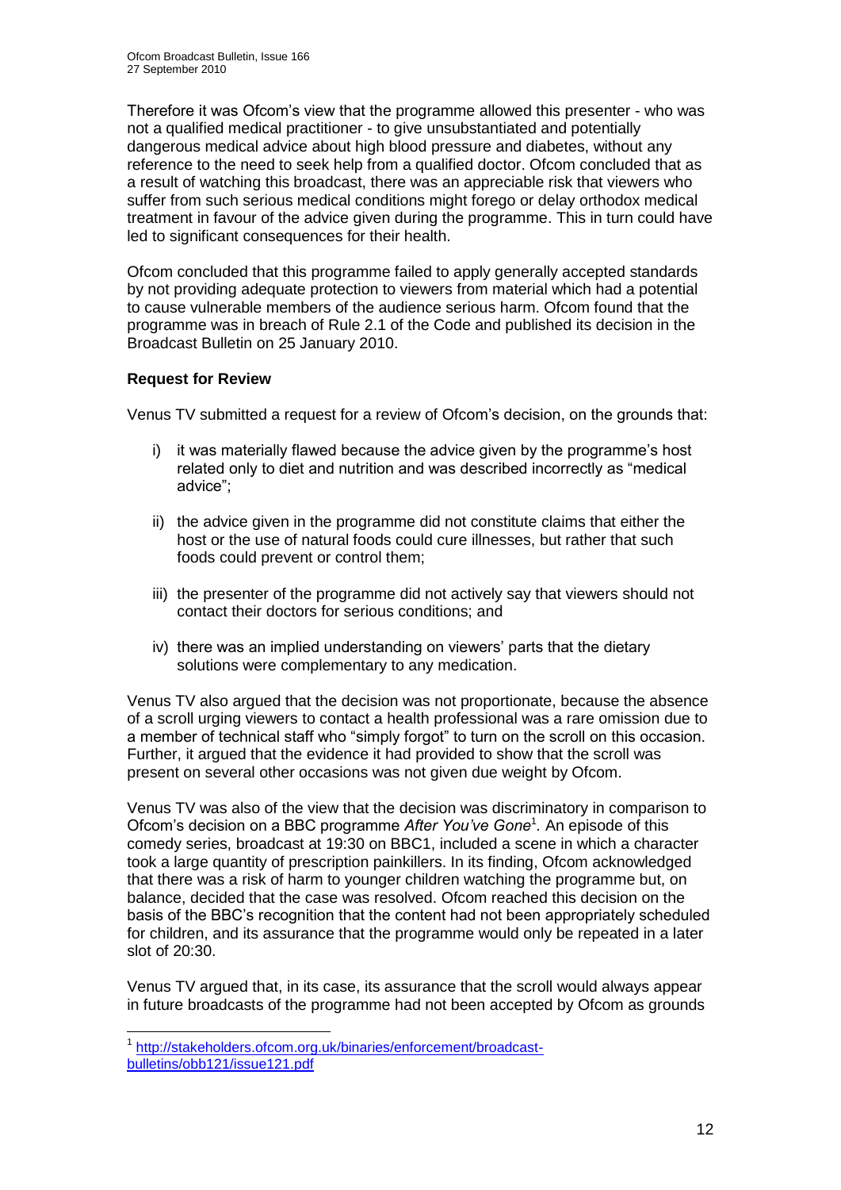Therefore it was Ofcom's view that the programme allowed this presenter - who was not a qualified medical practitioner - to give unsubstantiated and potentially dangerous medical advice about high blood pressure and diabetes, without any reference to the need to seek help from a qualified doctor. Ofcom concluded that as a result of watching this broadcast, there was an appreciable risk that viewers who suffer from such serious medical conditions might forego or delay orthodox medical treatment in favour of the advice given during the programme. This in turn could have led to significant consequences for their health.

Ofcom concluded that this programme failed to apply generally accepted standards by not providing adequate protection to viewers from material which had a potential to cause vulnerable members of the audience serious harm. Ofcom found that the programme was in breach of Rule 2.1 of the Code and published its decision in the Broadcast Bulletin on 25 January 2010.

**Request for Review**

Venus TV submitted a request for a review of Ofcom's decision, on the grounds that:

i) it was materially flawed because the advice given by the programme's host related only to diet and nutrition and was described incorrectly as "medical advice";

ii) the advice given in the programme did not constitute claims that either the host or the use of natural foods could cure illnesses, but rather that such foods could prevent or control them;

iii) the presenter of the programme did not actively say that viewers should not contact their doctors for serious conditions; and

iv) there was an implied understanding on viewers' parts that the dietary solutions were complementary to any medication.

Venus TV also argued that the decision was not proportionate, because the absence of a scroll urging viewers to contact a health professional was a rare omission due to a member of technical staff who "simply forgot" to turn on the scroll on this occasion. Further, it argued that the evidence it had provided to show that the scroll was present on several other occasions was not given due weight by Ofcom.

Venus TV was also of the view that the decision was discriminatory in comparison to Ofcom's decision on a BBC programme *After You've Gone*[1]. An episode of this comedy series, broadcast at 19:30 on BBC1, included a scene in which a character took a large quantity of prescription painkillers. In its finding, Ofcom acknowledged that there was a risk of harm to younger children watching the programme but, on balance, decided that the case was resolved. Ofcom reached this decision on the basis of the BBC's recognition that the content had not been appropriately scheduled for children, and its assurance that the programme would only be repeated in a later slot of 20:30.

Venus TV argued that, in its case, its assurance that the scroll would always appear in future broadcasts of the programme had not been accepted by Ofcom as grounds

[1] http://stakeholders.ofcom.org.uk/binaries/enforcement/broadcast-bulletins/obb121/issue121.pdf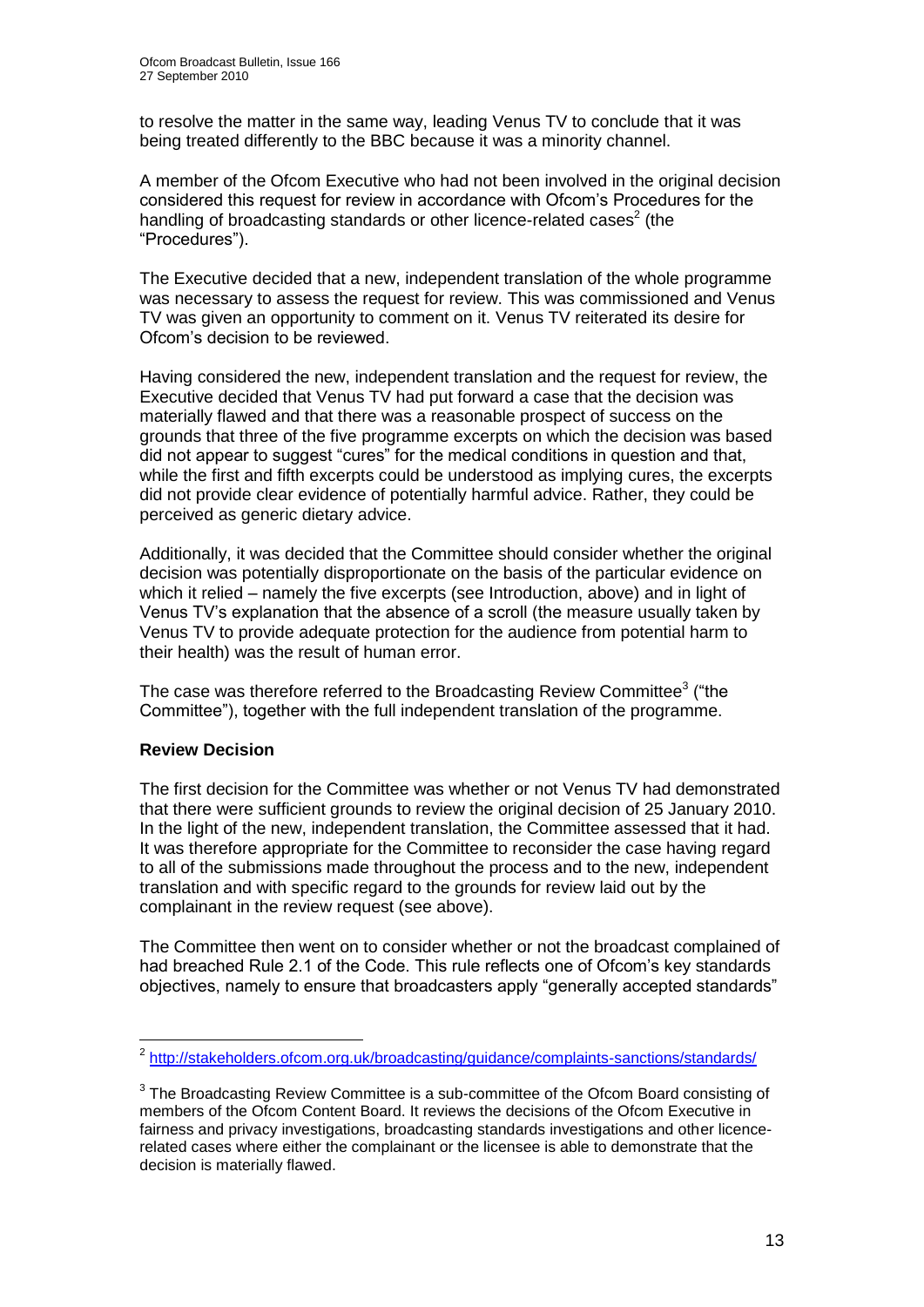to resolve the matter in the same way, leading Venus TV to conclude that it was being treated differently to the BBC because it was a minority channel.

A member of the Ofcom Executive who had not been involved in the original decision considered this request for review in accordance with Ofcom's Procedures for the handling of broadcasting standards or other licence-related cases[2] (the "Procedures").

The Executive decided that a new, independent translation of the whole programme was necessary to assess the request for review. This was commissioned and Venus TV was given an opportunity to comment on it. Venus TV reiterated its desire for Ofcom's decision to be reviewed.

Having considered the new, independent translation and the request for review, the Executive decided that Venus TV had put forward a case that the decision was materially flawed and that there was a reasonable prospect of success on the grounds that three of the five programme excerpts on which the decision was based did not appear to suggest "cures" for the medical conditions in question and that, while the first and fifth excerpts could be understood as implying cures, the excerpts did not provide clear evidence of potentially harmful advice. Rather, they could be perceived as generic dietary advice.

Additionally, it was decided that the Committee should consider whether the original decision was potentially disproportionate on the basis of the particular evidence on which it relied – namely the five excerpts (see Introduction, above) and in light of Venus TV's explanation that the absence of a scroll (the measure usually taken by Venus TV to provide adequate protection for the audience from potential harm to their health) was the result of human error.

The case was therefore referred to the Broadcasting Review Committee[3] ("the Committee"), together with the full independent translation of the programme.

**Review Decision**

The first decision for the Committee was whether or not Venus TV had demonstrated that there were sufficient grounds to review the original decision of 25 January 2010. In the light of the new, independent translation, the Committee assessed that it had. It was therefore appropriate for the Committee to reconsider the case having regard to all of the submissions made throughout the process and to the new, independent translation and with specific regard to the grounds for review laid out by the complainant in the review request (see above).

The Committee then went on to consider whether or not the broadcast complained of had breached Rule 2.1 of the Code. This rule reflects one of Ofcom's key standards objectives, namely to ensure that broadcasters apply "generally accepted standards"

---

[2] http://stakeholders.ofcom.org.uk/broadcasting/guidance/complaints-sanctions/standards/

[3] The Broadcasting Review Committee is a sub-committee of the Ofcom Board consisting of members of the Ofcom Content Board. It reviews the decisions of the Ofcom Executive in fairness and privacy investigations, broadcasting standards investigations and other licence-related cases where either the complainant or the licensee is able to demonstrate that the decision is materially flawed.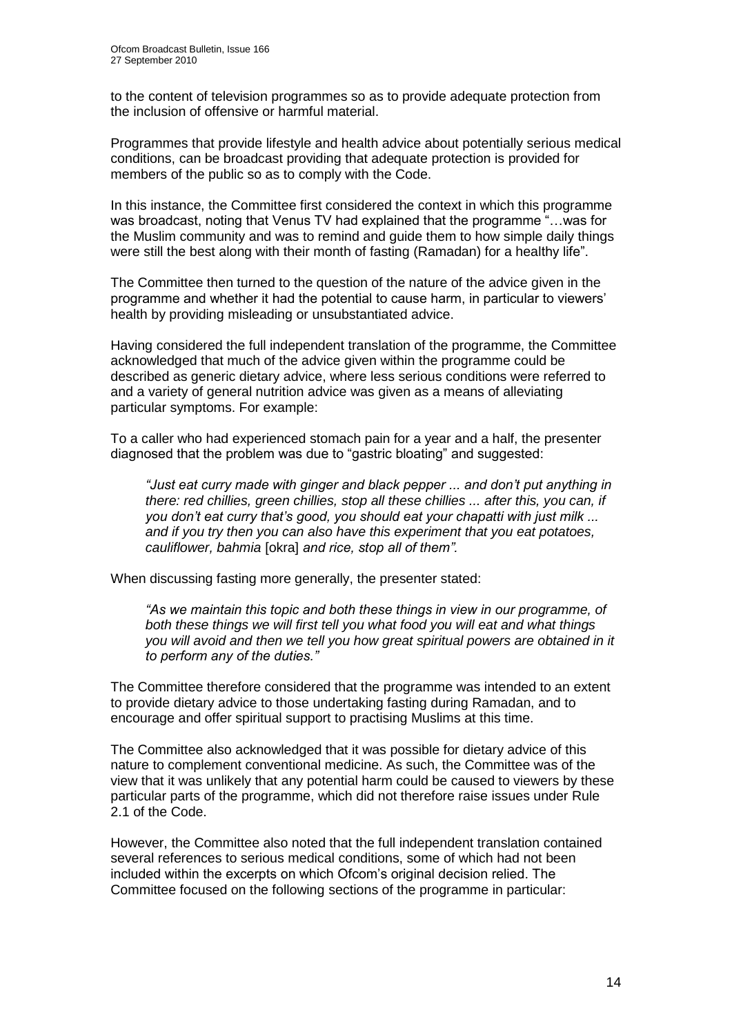to the content of television programmes so as to provide adequate protection from the inclusion of offensive or harmful material.

Programmes that provide lifestyle and health advice about potentially serious medical conditions, can be broadcast providing that adequate protection is provided for members of the public so as to comply with the Code.

In this instance, the Committee first considered the context in which this programme was broadcast, noting that Venus TV had explained that the programme "…was for the Muslim community and was to remind and guide them to how simple daily things were still the best along with their month of fasting (Ramadan) for a healthy life".

The Committee then turned to the question of the nature of the advice given in the programme and whether it had the potential to cause harm, in particular to viewers' health by providing misleading or unsubstantiated advice.

Having considered the full independent translation of the programme, the Committee acknowledged that much of the advice given within the programme could be described as generic dietary advice, where less serious conditions were referred to and a variety of general nutrition advice was given as a means of alleviating particular symptoms. For example:

To a caller who had experienced stomach pain for a year and a half, the presenter diagnosed that the problem was due to "gastric bloating" and suggested:

> *"Just eat curry made with ginger and black pepper ... and don't put anything in there: red chillies, green chillies, stop all these chillies ... after this, you can, if you don't eat curry that's good, you should eat your chapatti with just milk ... and if you try then you can also have this experiment that you eat potatoes, cauliflower, bahmia* [okra] *and rice, stop all of them".*

When discussing fasting more generally, the presenter stated:

> *"As we maintain this topic and both these things in view in our programme, of both these things we will first tell you what food you will eat and what things you will avoid and then we tell you how great spiritual powers are obtained in it to perform any of the duties."*

The Committee therefore considered that the programme was intended to an extent to provide dietary advice to those undertaking fasting during Ramadan, and to encourage and offer spiritual support to practising Muslims at this time.

The Committee also acknowledged that it was possible for dietary advice of this nature to complement conventional medicine. As such, the Committee was of the view that it was unlikely that any potential harm could be caused to viewers by these particular parts of the programme, which did not therefore raise issues under Rule 2.1 of the Code.

However, the Committee also noted that the full independent translation contained several references to serious medical conditions, some of which had not been included within the excerpts on which Ofcom's original decision relied. The Committee focused on the following sections of the programme in particular: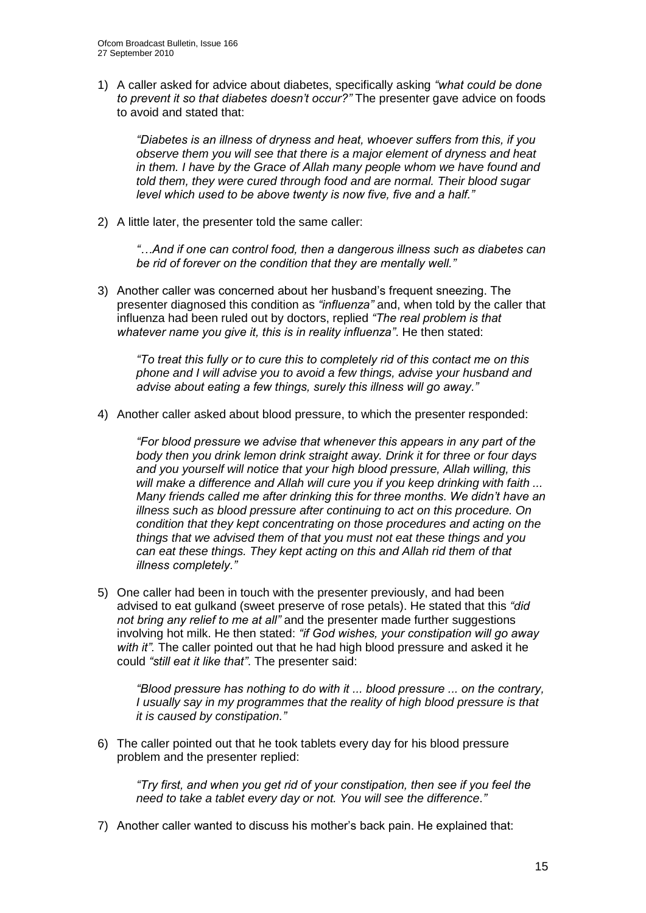1) A caller asked for advice about diabetes, specifically asking *"what could be done to prevent it so that diabetes doesn't occur?"* The presenter gave advice on foods to avoid and stated that:

   *"Diabetes is an illness of dryness and heat, whoever suffers from this, if you observe them you will see that there is a major element of dryness and heat in them. I have by the Grace of Allah many people whom we have found and told them, they were cured through food and are normal. Their blood sugar level which used to be above twenty is now five, five and a half."*

2) A little later, the presenter told the same caller:

   *"…And if one can control food, then a dangerous illness such as diabetes can be rid of forever on the condition that they are mentally well."*

3) Another caller was concerned about her husband's frequent sneezing. The presenter diagnosed this condition as *"influenza"* and, when told by the caller that influenza had been ruled out by doctors, replied *"The real problem is that whatever name you give it, this is in reality influenza"*. He then stated:

   *"To treat this fully or to cure this to completely rid of this contact me on this phone and I will advise you to avoid a few things, advise your husband and advise about eating a few things, surely this illness will go away."*

4) Another caller asked about blood pressure, to which the presenter responded:

   *"For blood pressure we advise that whenever this appears in any part of the body then you drink lemon drink straight away. Drink it for three or four days and you yourself will notice that your high blood pressure, Allah willing, this will make a difference and Allah will cure you if you keep drinking with faith ... Many friends called me after drinking this for three months. We didn't have an illness such as blood pressure after continuing to act on this procedure. On condition that they kept concentrating on those procedures and acting on the things that we advised them of that you must not eat these things and you can eat these things. They kept acting on this and Allah rid them of that illness completely."*

5) One caller had been in touch with the presenter previously, and had been advised to eat gulkand (sweet preserve of rose petals). He stated that this *"did not bring any relief to me at all"* and the presenter made further suggestions involving hot milk. He then stated: *"if God wishes, your constipation will go away with it".* The caller pointed out that he had high blood pressure and asked it he could *"still eat it like that"*. The presenter said:

   *"Blood pressure has nothing to do with it ... blood pressure ... on the contrary, I usually say in my programmes that the reality of high blood pressure is that it is caused by constipation."*

6) The caller pointed out that he took tablets every day for his blood pressure problem and the presenter replied:

   *"Try first, and when you get rid of your constipation, then see if you feel the need to take a tablet every day or not. You will see the difference."*

7) Another caller wanted to discuss his mother's back pain. He explained that: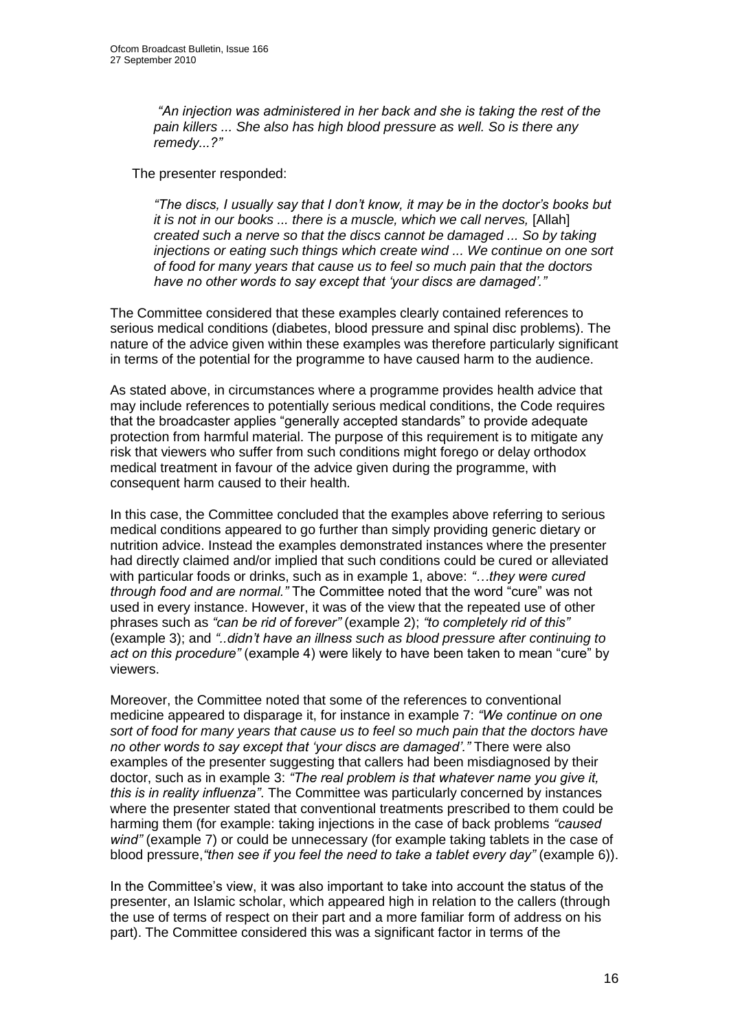> *"An injection was administered in her back and she is taking the rest of the pain killers ... She also has high blood pressure as well. So is there any remedy...?"*

The presenter responded:

> *"The discs, I usually say that I don't know, it may be in the doctor's books but it is not in our books ... there is a muscle, which we call nerves,* [Allah] *created such a nerve so that the discs cannot be damaged ... So by taking injections or eating such things which create wind ... We continue on one sort of food for many years that cause us to feel so much pain that the doctors have no other words to say except that 'your discs are damaged'."*

The Committee considered that these examples clearly contained references to serious medical conditions (diabetes, blood pressure and spinal disc problems). The nature of the advice given within these examples was therefore particularly significant in terms of the potential for the programme to have caused harm to the audience.

As stated above, in circumstances where a programme provides health advice that may include references to potentially serious medical conditions, the Code requires that the broadcaster applies "generally accepted standards" to provide adequate protection from harmful material. The purpose of this requirement is to mitigate any risk that viewers who suffer from such conditions might forego or delay orthodox medical treatment in favour of the advice given during the programme, with consequent harm caused to their health.

In this case, the Committee concluded that the examples above referring to serious medical conditions appeared to go further than simply providing generic dietary or nutrition advice. Instead the examples demonstrated instances where the presenter had directly claimed and/or implied that such conditions could be cured or alleviated with particular foods or drinks, such as in example 1, above: *"…they were cured through food and are normal."* The Committee noted that the word "cure" was not used in every instance. However, it was of the view that the repeated use of other phrases such as *"can be rid of forever"* (example 2); *"to completely rid of this"* (example 3); and *"..didn't have an illness such as blood pressure after continuing to act on this procedure"* (example 4) were likely to have been taken to mean "cure" by viewers.

Moreover, the Committee noted that some of the references to conventional medicine appeared to disparage it, for instance in example 7: *"We continue on one sort of food for many years that cause us to feel so much pain that the doctors have no other words to say except that 'your discs are damaged'."* There were also examples of the presenter suggesting that callers had been misdiagnosed by their doctor, such as in example 3: *"The real problem is that whatever name you give it, this is in reality influenza"*. The Committee was particularly concerned by instances where the presenter stated that conventional treatments prescribed to them could be harming them (for example: taking injections in the case of back problems *"caused wind"* (example 7) or could be unnecessary (for example taking tablets in the case of blood pressure,*"then see if you feel the need to take a tablet every day"* (example 6)).

In the Committee's view, it was also important to take into account the status of the presenter, an Islamic scholar, which appeared high in relation to the callers (through the use of terms of respect on their part and a more familiar form of address on his part). The Committee considered this was a significant factor in terms of the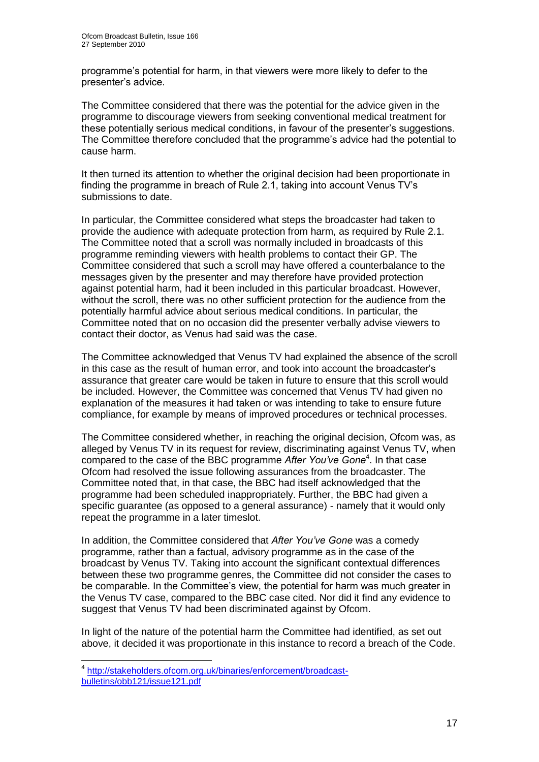programme's potential for harm, in that viewers were more likely to defer to the presenter's advice.

The Committee considered that there was the potential for the advice given in the programme to discourage viewers from seeking conventional medical treatment for these potentially serious medical conditions, in favour of the presenter's suggestions. The Committee therefore concluded that the programme's advice had the potential to cause harm.

It then turned its attention to whether the original decision had been proportionate in finding the programme in breach of Rule 2.1, taking into account Venus TV's submissions to date.

In particular, the Committee considered what steps the broadcaster had taken to provide the audience with adequate protection from harm, as required by Rule 2.1. The Committee noted that a scroll was normally included in broadcasts of this programme reminding viewers with health problems to contact their GP. The Committee considered that such a scroll may have offered a counterbalance to the messages given by the presenter and may therefore have provided protection against potential harm, had it been included in this particular broadcast. However, without the scroll, there was no other sufficient protection for the audience from the potentially harmful advice about serious medical conditions. In particular, the Committee noted that on no occasion did the presenter verbally advise viewers to contact their doctor, as Venus had said was the case.

The Committee acknowledged that Venus TV had explained the absence of the scroll in this case as the result of human error, and took into account the broadcaster's assurance that greater care would be taken in future to ensure that this scroll would be included. However, the Committee was concerned that Venus TV had given no explanation of the measures it had taken or was intending to take to ensure future compliance, for example by means of improved procedures or technical processes.

The Committee considered whether, in reaching the original decision, Ofcom was, as alleged by Venus TV in its request for review, discriminating against Venus TV, when compared to the case of the BBC programme *After You've Gone*[4]. In that case Ofcom had resolved the issue following assurances from the broadcaster. The Committee noted that, in that case, the BBC had itself acknowledged that the programme had been scheduled inappropriately. Further, the BBC had given a specific guarantee (as opposed to a general assurance) - namely that it would only repeat the programme in a later timeslot.

In addition, the Committee considered that *After You've Gone* was a comedy programme, rather than a factual, advisory programme as in the case of the broadcast by Venus TV. Taking into account the significant contextual differences between these two programme genres, the Committee did not consider the cases to be comparable. In the Committee's view, the potential for harm was much greater in the Venus TV case, compared to the BBC case cited. Nor did it find any evidence to suggest that Venus TV had been discriminated against by Ofcom.

In light of the nature of the potential harm the Committee had identified, as set out above, it decided it was proportionate in this instance to record a breach of the Code.

---

[4] http://stakeholders.ofcom.org.uk/binaries/enforcement/broadcast-bulletins/obb121/issue121.pdf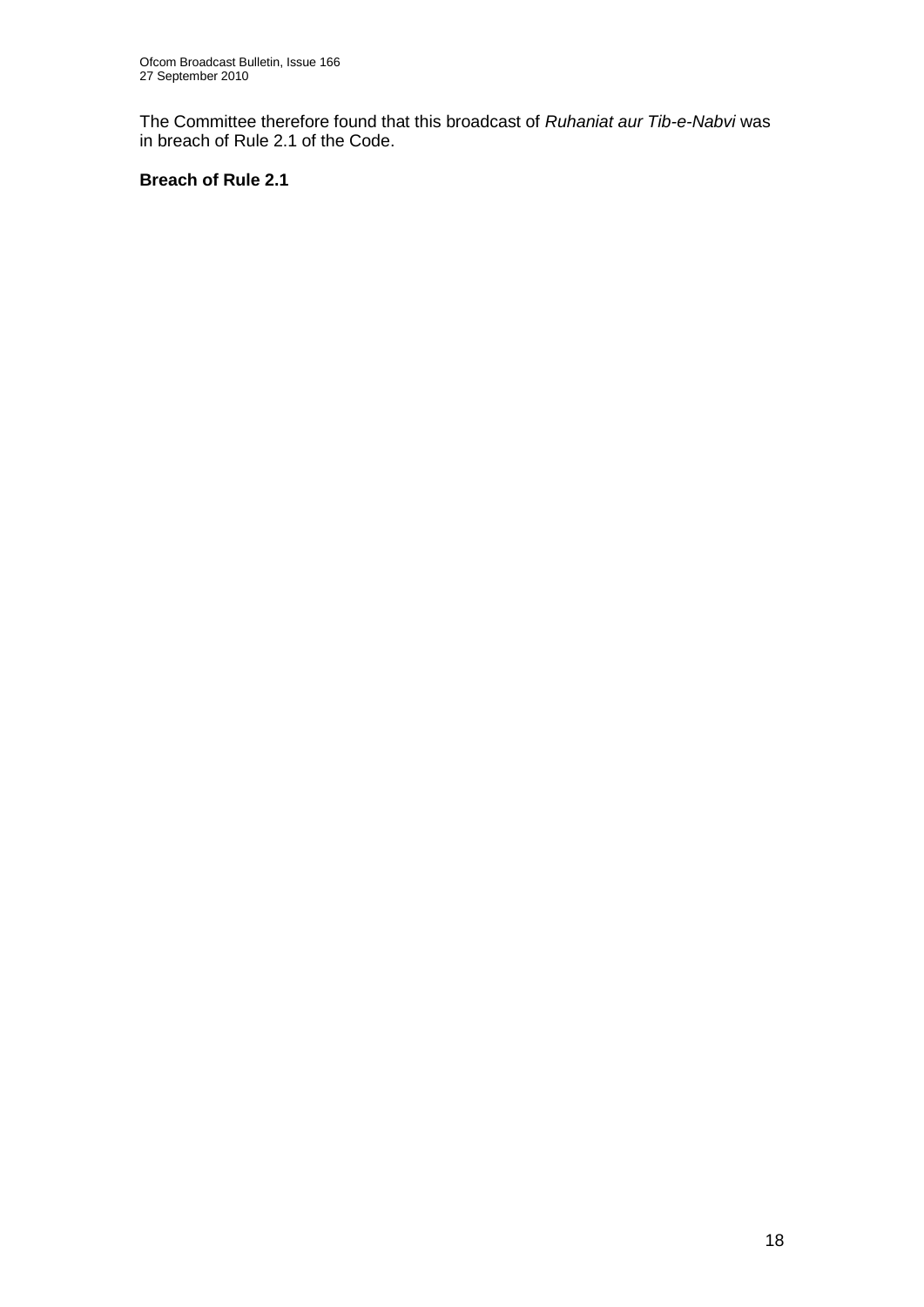The Committee therefore found that this broadcast of *Ruhaniat aur Tib-e-Nabvi* was in breach of Rule 2.1 of the Code.

**Breach of Rule 2.1**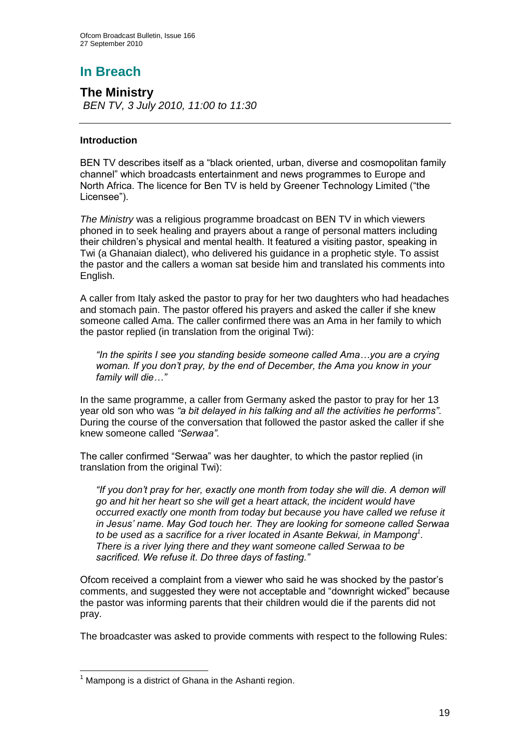# In Breach

## The Ministry

*BEN TV, 3 July 2010, 11:00 to 11:30*

---

### Introduction

BEN TV describes itself as a "black oriented, urban, diverse and cosmopolitan family channel" which broadcasts entertainment and news programmes to Europe and North Africa. The licence for Ben TV is held by Greener Technology Limited ("the Licensee").

*The Ministry* was a religious programme broadcast on BEN TV in which viewers phoned in to seek healing and prayers about a range of personal matters including their children's physical and mental health. It featured a visiting pastor, speaking in Twi (a Ghanaian dialect), who delivered his guidance in a prophetic style. To assist the pastor and the callers a woman sat beside him and translated his comments into English.

A caller from Italy asked the pastor to pray for her two daughters who had headaches and stomach pain. The pastor offered his prayers and asked the caller if she knew someone called Ama. The caller confirmed there was an Ama in her family to which the pastor replied (in translation from the original Twi):

> *"In the spirits I see you standing beside someone called Ama…you are a crying woman. If you don't pray, by the end of December, the Ama you know in your family will die…"*

In the same programme, a caller from Germany asked the pastor to pray for her 13 year old son who was *"a bit delayed in his talking and all the activities he performs"*. During the course of the conversation that followed the pastor asked the caller if she knew someone called *"Serwaa"*.

The caller confirmed "Serwaa" was her daughter, to which the pastor replied (in translation from the original Twi):

> *"If you don't pray for her, exactly one month from today she will die. A demon will go and hit her heart so she will get a heart attack, the incident would have occurred exactly one month from today but because you have called we refuse it in Jesus' name. May God touch her. They are looking for someone called Serwaa to be used as a sacrifice for a river located in Asante Bekwai, in Mampong[1]. There is a river lying there and they want someone called Serwaa to be sacrificed. We refuse it. Do three days of fasting."*

Ofcom received a complaint from a viewer who said he was shocked by the pastor's comments, and suggested they were not acceptable and "downright wicked" because the pastor was informing parents that their children would die if the parents did not pray.

The broadcaster was asked to provide comments with respect to the following Rules:

---

[1] Mampong is a district of Ghana in the Ashanti region.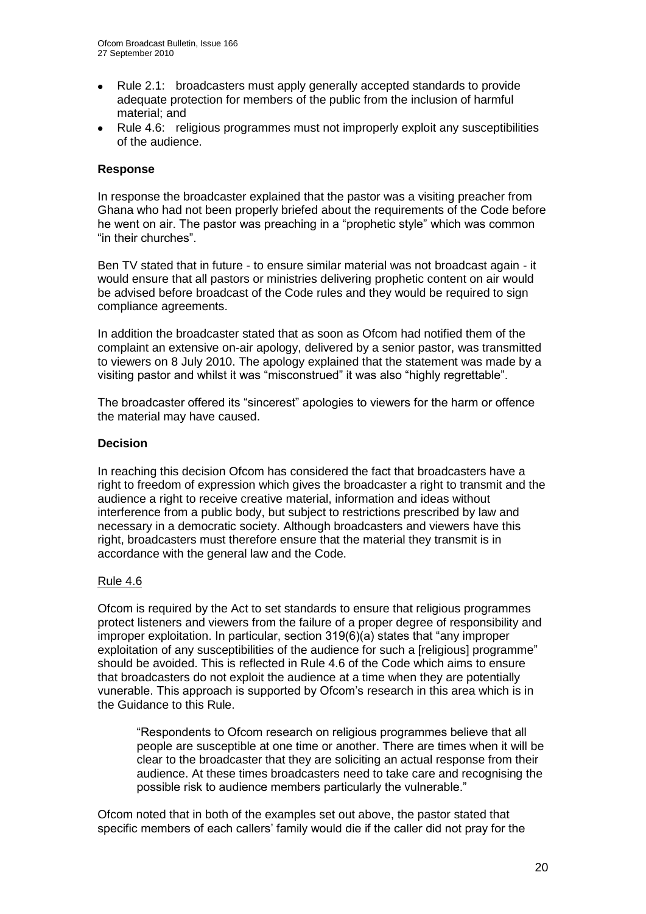- Rule 2.1: broadcasters must apply generally accepted standards to provide adequate protection for members of the public from the inclusion of harmful material; and
- Rule 4.6: religious programmes must not improperly exploit any susceptibilities of the audience.

**Response**

In response the broadcaster explained that the pastor was a visiting preacher from Ghana who had not been properly briefed about the requirements of the Code before he went on air. The pastor was preaching in a "prophetic style" which was common "in their churches".

Ben TV stated that in future - to ensure similar material was not broadcast again - it would ensure that all pastors or ministries delivering prophetic content on air would be advised before broadcast of the Code rules and they would be required to sign compliance agreements.

In addition the broadcaster stated that as soon as Ofcom had notified them of the complaint an extensive on-air apology, delivered by a senior pastor, was transmitted to viewers on 8 July 2010. The apology explained that the statement was made by a visiting pastor and whilst it was "misconstrued" it was also "highly regrettable".

The broadcaster offered its "sincerest" apologies to viewers for the harm or offence the material may have caused.

**Decision**

In reaching this decision Ofcom has considered the fact that broadcasters have a right to freedom of expression which gives the broadcaster a right to transmit and the audience a right to receive creative material, information and ideas without interference from a public body, but subject to restrictions prescribed by law and necessary in a democratic society. Although broadcasters and viewers have this right, broadcasters must therefore ensure that the material they transmit is in accordance with the general law and the Code.

Rule 4.6

Ofcom is required by the Act to set standards to ensure that religious programmes protect listeners and viewers from the failure of a proper degree of responsibility and improper exploitation. In particular, section 319(6)(a) states that "any improper exploitation of any susceptibilities of the audience for such a [religious] programme" should be avoided. This is reflected in Rule 4.6 of the Code which aims to ensure that broadcasters do not exploit the audience at a time when they are potentially vunerable. This approach is supported by Ofcom's research in this area which is in the Guidance to this Rule.

> "Respondents to Ofcom research on religious programmes believe that all people are susceptible at one time or another. There are times when it will be clear to the broadcaster that they are soliciting an actual response from their audience. At these times broadcasters need to take care and recognising the possible risk to audience members particularly the vulnerable."

Ofcom noted that in both of the examples set out above, the pastor stated that specific members of each callers' family would die if the caller did not pray for the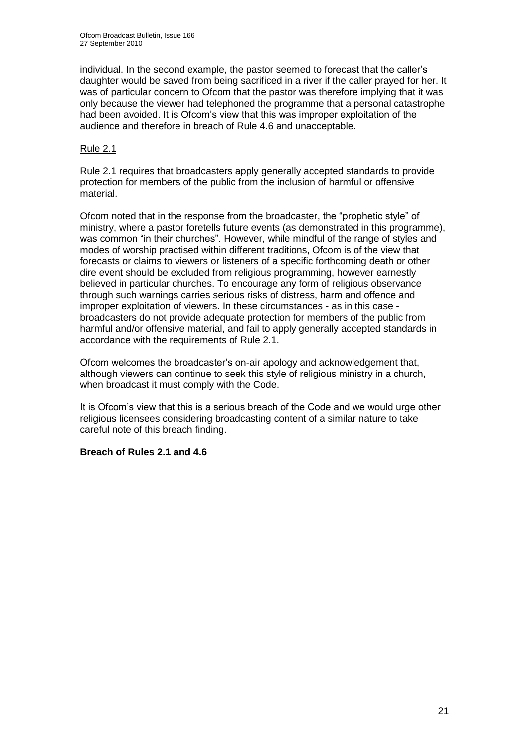individual. In the second example, the pastor seemed to forecast that the caller's daughter would be saved from being sacrificed in a river if the caller prayed for her. It was of particular concern to Ofcom that the pastor was therefore implying that it was only because the viewer had telephoned the programme that a personal catastrophe had been avoided. It is Ofcom's view that this was improper exploitation of the audience and therefore in breach of Rule 4.6 and unacceptable.

Rule 2.1

Rule 2.1 requires that broadcasters apply generally accepted standards to provide protection for members of the public from the inclusion of harmful or offensive material.

Ofcom noted that in the response from the broadcaster, the "prophetic style" of ministry, where a pastor foretells future events (as demonstrated in this programme), was common "in their churches". However, while mindful of the range of styles and modes of worship practised within different traditions, Ofcom is of the view that forecasts or claims to viewers or listeners of a specific forthcoming death or other dire event should be excluded from religious programming, however earnestly believed in particular churches. To encourage any form of religious observance through such warnings carries serious risks of distress, harm and offence and improper exploitation of viewers. In these circumstances - as in this case - broadcasters do not provide adequate protection for members of the public from harmful and/or offensive material, and fail to apply generally accepted standards in accordance with the requirements of Rule 2.1.

Ofcom welcomes the broadcaster's on-air apology and acknowledgement that, although viewers can continue to seek this style of religious ministry in a church, when broadcast it must comply with the Code.

It is Ofcom's view that this is a serious breach of the Code and we would urge other religious licensees considering broadcasting content of a similar nature to take careful note of this breach finding.

**Breach of Rules 2.1 and 4.6**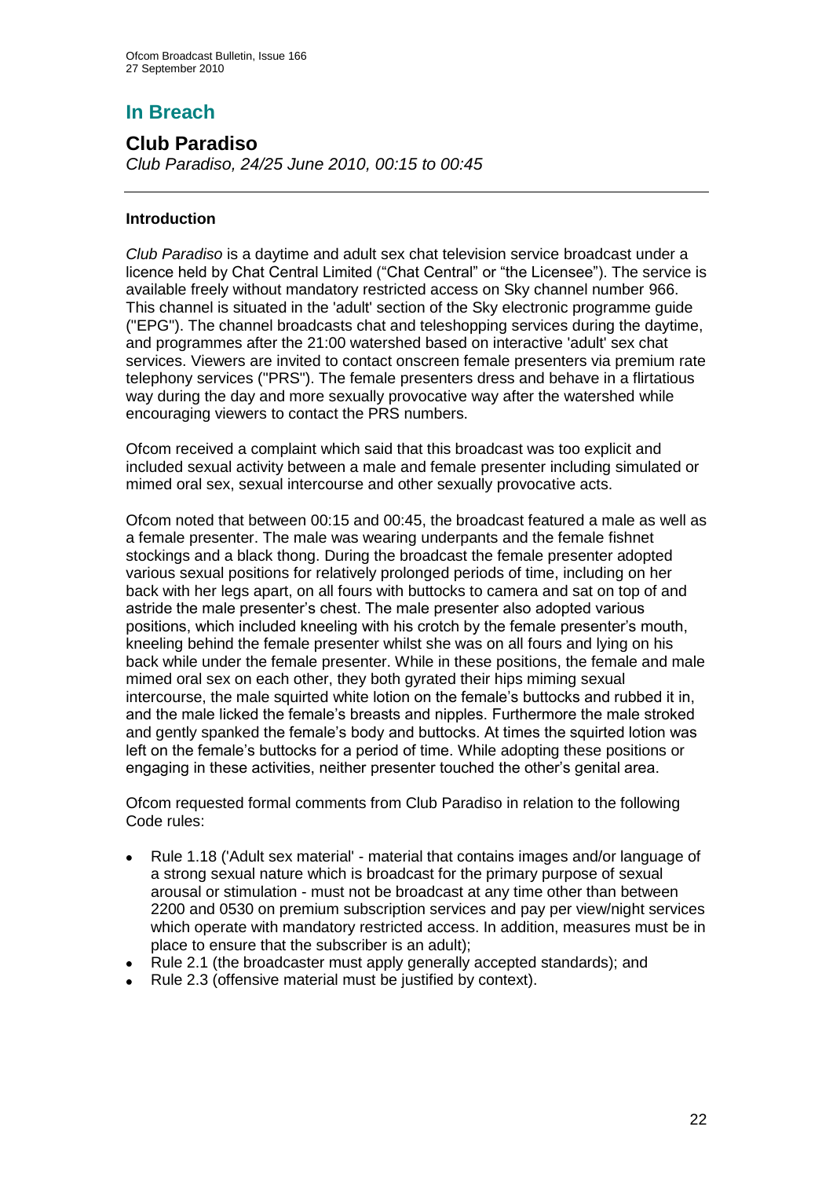# In Breach

## Club Paradiso

*Club Paradiso, 24/25 June 2010, 00:15 to 00:45*

### Introduction

*Club Paradiso* is a daytime and adult sex chat television service broadcast under a licence held by Chat Central Limited ("Chat Central" or "the Licensee"). The service is available freely without mandatory restricted access on Sky channel number 966. This channel is situated in the 'adult' section of the Sky electronic programme guide ("EPG"). The channel broadcasts chat and teleshopping services during the daytime, and programmes after the 21:00 watershed based on interactive 'adult' sex chat services. Viewers are invited to contact onscreen female presenters via premium rate telephony services ("PRS"). The female presenters dress and behave in a flirtatious way during the day and more sexually provocative way after the watershed while encouraging viewers to contact the PRS numbers.

Ofcom received a complaint which said that this broadcast was too explicit and included sexual activity between a male and female presenter including simulated or mimed oral sex, sexual intercourse and other sexually provocative acts.

Ofcom noted that between 00:15 and 00:45, the broadcast featured a male as well as a female presenter. The male was wearing underpants and the female fishnet stockings and a black thong. During the broadcast the female presenter adopted various sexual positions for relatively prolonged periods of time, including on her back with her legs apart, on all fours with buttocks to camera and sat on top of and astride the male presenter's chest. The male presenter also adopted various positions, which included kneeling with his crotch by the female presenter's mouth, kneeling behind the female presenter whilst she was on all fours and lying on his back while under the female presenter. While in these positions, the female and male mimed oral sex on each other, they both gyrated their hips miming sexual intercourse, the male squirted white lotion on the female's buttocks and rubbed it in, and the male licked the female's breasts and nipples. Furthermore the male stroked and gently spanked the female's body and buttocks. At times the squirted lotion was left on the female's buttocks for a period of time. While adopting these positions or engaging in these activities, neither presenter touched the other's genital area.

Ofcom requested formal comments from Club Paradiso in relation to the following Code rules:

- Rule 1.18 ('Adult sex material' - material that contains images and/or language of a strong sexual nature which is broadcast for the primary purpose of sexual arousal or stimulation - must not be broadcast at any time other than between 2200 and 0530 on premium subscription services and pay per view/night services which operate with mandatory restricted access. In addition, measures must be in place to ensure that the subscriber is an adult);
- Rule 2.1 (the broadcaster must apply generally accepted standards); and
- Rule 2.3 (offensive material must be justified by context).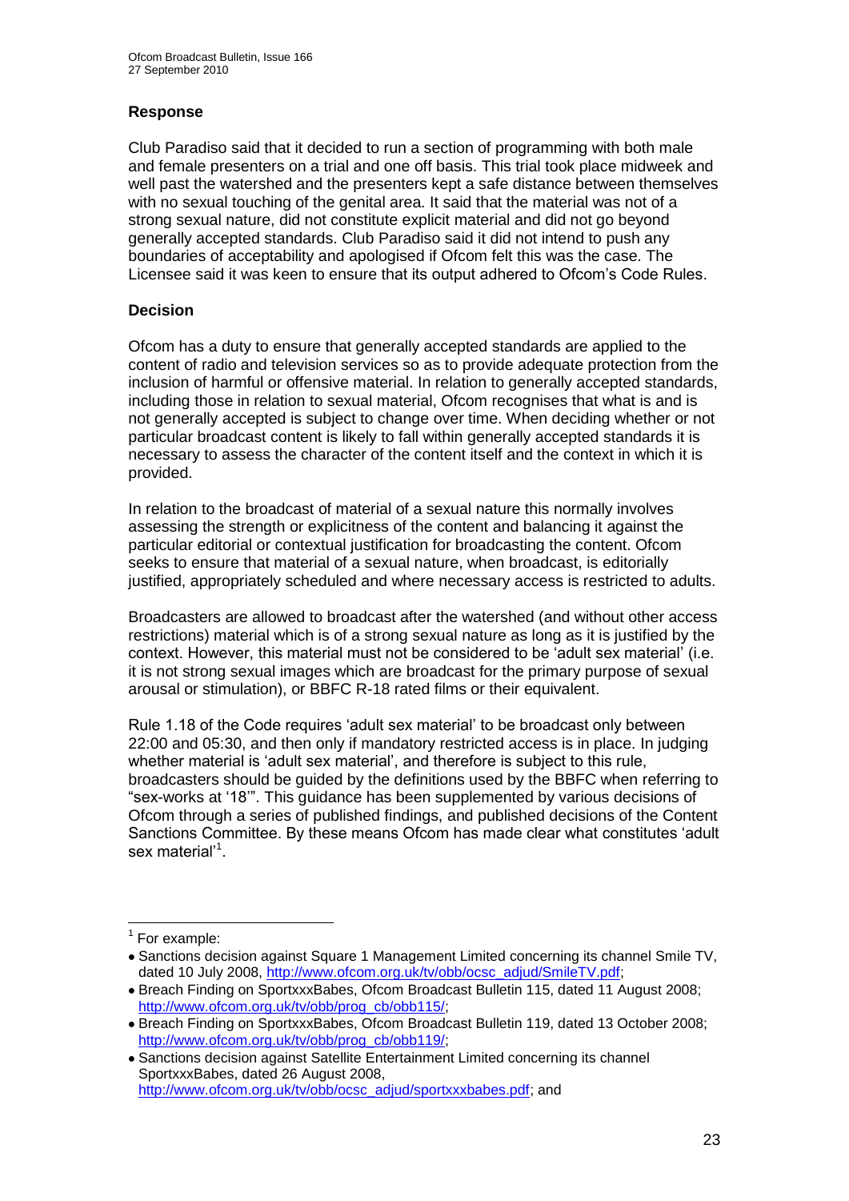### Response

Club Paradiso said that it decided to run a section of programming with both male and female presenters on a trial and one off basis. This trial took place midweek and well past the watershed and the presenters kept a safe distance between themselves with no sexual touching of the genital area. It said that the material was not of a strong sexual nature, did not constitute explicit material and did not go beyond generally accepted standards. Club Paradiso said it did not intend to push any boundaries of acceptability and apologised if Ofcom felt this was the case. The Licensee said it was keen to ensure that its output adhered to Ofcom's Code Rules.

### Decision

Ofcom has a duty to ensure that generally accepted standards are applied to the content of radio and television services so as to provide adequate protection from the inclusion of harmful or offensive material. In relation to generally accepted standards, including those in relation to sexual material, Ofcom recognises that what is and is not generally accepted is subject to change over time. When deciding whether or not particular broadcast content is likely to fall within generally accepted standards it is necessary to assess the character of the content itself and the context in which it is provided.

In relation to the broadcast of material of a sexual nature this normally involves assessing the strength or explicitness of the content and balancing it against the particular editorial or contextual justification for broadcasting the content. Ofcom seeks to ensure that material of a sexual nature, when broadcast, is editorially justified, appropriately scheduled and where necessary access is restricted to adults.

Broadcasters are allowed to broadcast after the watershed (and without other access restrictions) material which is of a strong sexual nature as long as it is justified by the context. However, this material must not be considered to be 'adult sex material' (i.e. it is not strong sexual images which are broadcast for the primary purpose of sexual arousal or stimulation), or BBFC R-18 rated films or their equivalent.

Rule 1.18 of the Code requires 'adult sex material' to be broadcast only between 22:00 and 05:30, and then only if mandatory restricted access is in place. In judging whether material is 'adult sex material', and therefore is subject to this rule, broadcasters should be guided by the definitions used by the BBFC when referring to "sex-works at '18'". This guidance has been supplemented by various decisions of Ofcom through a series of published findings, and published decisions of the Content Sanctions Committee. By these means Ofcom has made clear what constitutes 'adult sex material'[1].

---

[1] For example:

- Sanctions decision against Square 1 Management Limited concerning its channel Smile TV, dated 10 July 2008, http://www.ofcom.org.uk/tv/obb/ocsc_adjud/SmileTV.pdf;
- Breach Finding on SportxxxBabes, Ofcom Broadcast Bulletin 115, dated 11 August 2008; http://www.ofcom.org.uk/tv/obb/prog_cb/obb115/;
- Breach Finding on SportxxxBabes, Ofcom Broadcast Bulletin 119, dated 13 October 2008; http://www.ofcom.org.uk/tv/obb/prog_cb/obb119/;
- Sanctions decision against Satellite Entertainment Limited concerning its channel SportxxxBabes, dated 26 August 2008, http://www.ofcom.org.uk/tv/obb/ocsc_adjud/sportxxxbabes.pdf; and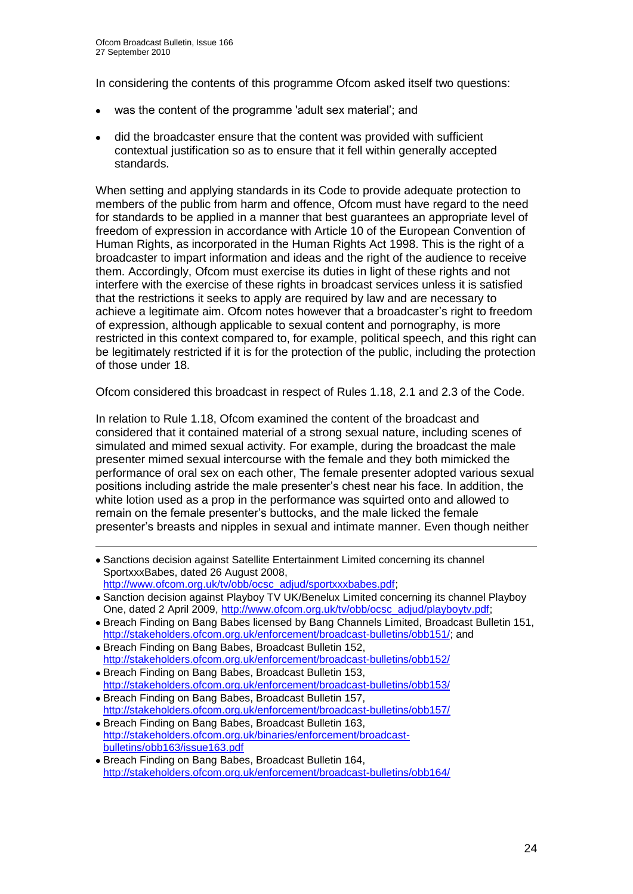In considering the contents of this programme Ofcom asked itself two questions:

- was the content of the programme 'adult sex material'; and
- did the broadcaster ensure that the content was provided with sufficient contextual justification so as to ensure that it fell within generally accepted standards.

When setting and applying standards in its Code to provide adequate protection to members of the public from harm and offence, Ofcom must have regard to the need for standards to be applied in a manner that best guarantees an appropriate level of freedom of expression in accordance with Article 10 of the European Convention of Human Rights, as incorporated in the Human Rights Act 1998. This is the right of a broadcaster to impart information and ideas and the right of the audience to receive them. Accordingly, Ofcom must exercise its duties in light of these rights and not interfere with the exercise of these rights in broadcast services unless it is satisfied that the restrictions it seeks to apply are required by law and are necessary to achieve a legitimate aim. Ofcom notes however that a broadcaster's right to freedom of expression, although applicable to sexual content and pornography, is more restricted in this context compared to, for example, political speech, and this right can be legitimately restricted if it is for the protection of the public, including the protection of those under 18.

Ofcom considered this broadcast in respect of Rules 1.18, 2.1 and 2.3 of the Code.

In relation to Rule 1.18, Ofcom examined the content of the broadcast and considered that it contained material of a strong sexual nature, including scenes of simulated and mimed sexual activity. For example, during the broadcast the male presenter mimed sexual intercourse with the female and they both mimicked the performance of oral sex on each other, The female presenter adopted various sexual positions including astride the male presenter's chest near his face. In addition, the white lotion used as a prop in the performance was squirted onto and allowed to remain on the female presenter's buttocks, and the male licked the female presenter's breasts and nipples in sexual and intimate manner. Even though neither

---

- Sanctions decision against Satellite Entertainment Limited concerning its channel SportxxxBabes, dated 26 August 2008, http://www.ofcom.org.uk/tv/obb/ocsc_adjud/sportxxxbabes.pdf;
- Sanction decision against Playboy TV UK/Benelux Limited concerning its channel Playboy One, dated 2 April 2009, http://www.ofcom.org.uk/tv/obb/ocsc_adjud/playboytv.pdf;
- Breach Finding on Bang Babes licensed by Bang Channels Limited, Broadcast Bulletin 151, http://stakeholders.ofcom.org.uk/enforcement/broadcast-bulletins/obb151/; and
- Breach Finding on Bang Babes, Broadcast Bulletin 152, http://stakeholders.ofcom.org.uk/enforcement/broadcast-bulletins/obb152/
- Breach Finding on Bang Babes, Broadcast Bulletin 153, http://stakeholders.ofcom.org.uk/enforcement/broadcast-bulletins/obb153/
- Breach Finding on Bang Babes, Broadcast Bulletin 157, http://stakeholders.ofcom.org.uk/enforcement/broadcast-bulletins/obb157/
- Breach Finding on Bang Babes, Broadcast Bulletin 163, http://stakeholders.ofcom.org.uk/binaries/enforcement/broadcast-bulletins/obb163/issue163.pdf
- Breach Finding on Bang Babes, Broadcast Bulletin 164, http://stakeholders.ofcom.org.uk/enforcement/broadcast-bulletins/obb164/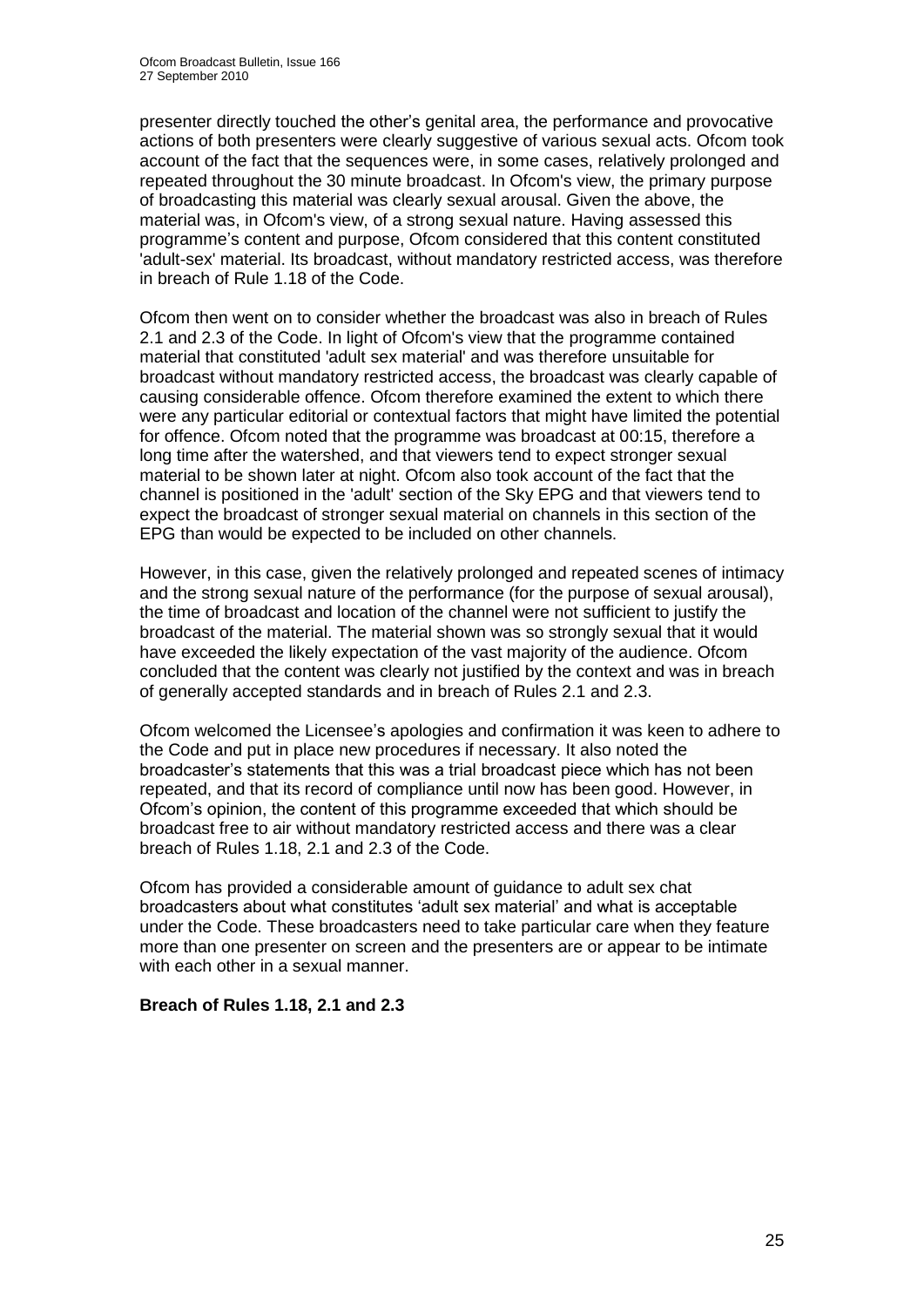presenter directly touched the other's genital area, the performance and provocative actions of both presenters were clearly suggestive of various sexual acts. Ofcom took account of the fact that the sequences were, in some cases, relatively prolonged and repeated throughout the 30 minute broadcast. In Ofcom's view, the primary purpose of broadcasting this material was clearly sexual arousal. Given the above, the material was, in Ofcom's view, of a strong sexual nature. Having assessed this programme's content and purpose, Ofcom considered that this content constituted 'adult-sex' material. Its broadcast, without mandatory restricted access, was therefore in breach of Rule 1.18 of the Code.

Ofcom then went on to consider whether the broadcast was also in breach of Rules 2.1 and 2.3 of the Code. In light of Ofcom's view that the programme contained material that constituted 'adult sex material' and was therefore unsuitable for broadcast without mandatory restricted access, the broadcast was clearly capable of causing considerable offence. Ofcom therefore examined the extent to which there were any particular editorial or contextual factors that might have limited the potential for offence. Ofcom noted that the programme was broadcast at 00:15, therefore a long time after the watershed, and that viewers tend to expect stronger sexual material to be shown later at night. Ofcom also took account of the fact that the channel is positioned in the 'adult' section of the Sky EPG and that viewers tend to expect the broadcast of stronger sexual material on channels in this section of the EPG than would be expected to be included on other channels.

However, in this case, given the relatively prolonged and repeated scenes of intimacy and the strong sexual nature of the performance (for the purpose of sexual arousal), the time of broadcast and location of the channel were not sufficient to justify the broadcast of the material. The material shown was so strongly sexual that it would have exceeded the likely expectation of the vast majority of the audience. Ofcom concluded that the content was clearly not justified by the context and was in breach of generally accepted standards and in breach of Rules 2.1 and 2.3.

Ofcom welcomed the Licensee's apologies and confirmation it was keen to adhere to the Code and put in place new procedures if necessary. It also noted the broadcaster's statements that this was a trial broadcast piece which has not been repeated, and that its record of compliance until now has been good. However, in Ofcom's opinion, the content of this programme exceeded that which should be broadcast free to air without mandatory restricted access and there was a clear breach of Rules 1.18, 2.1 and 2.3 of the Code.

Ofcom has provided a considerable amount of guidance to adult sex chat broadcasters about what constitutes 'adult sex material' and what is acceptable under the Code. These broadcasters need to take particular care when they feature more than one presenter on screen and the presenters are or appear to be intimate with each other in a sexual manner.

**Breach of Rules 1.18, 2.1 and 2.3**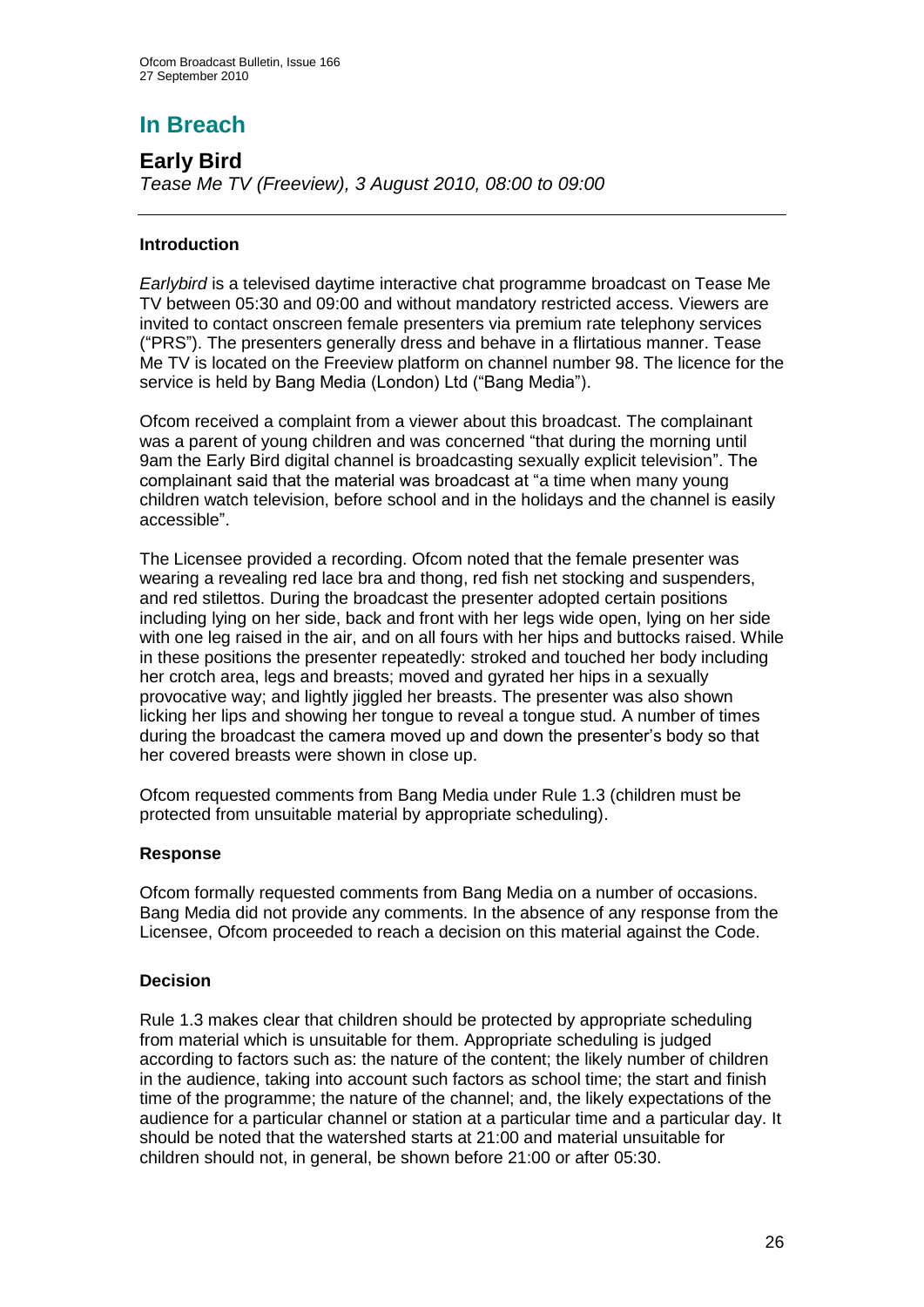# In Breach

## Early Bird

*Tease Me TV (Freeview), 3 August 2010, 08:00 to 09:00*

---

### Introduction

*Earlybird* is a televised daytime interactive chat programme broadcast on Tease Me TV between 05:30 and 09:00 and without mandatory restricted access. Viewers are invited to contact onscreen female presenters via premium rate telephony services ("PRS"). The presenters generally dress and behave in a flirtatious manner. Tease Me TV is located on the Freeview platform on channel number 98. The licence for the service is held by Bang Media (London) Ltd ("Bang Media").

Ofcom received a complaint from a viewer about this broadcast. The complainant was a parent of young children and was concerned "that during the morning until 9am the Early Bird digital channel is broadcasting sexually explicit television". The complainant said that the material was broadcast at "a time when many young children watch television, before school and in the holidays and the channel is easily accessible".

The Licensee provided a recording. Ofcom noted that the female presenter was wearing a revealing red lace bra and thong, red fish net stocking and suspenders, and red stilettos. During the broadcast the presenter adopted certain positions including lying on her side, back and front with her legs wide open, lying on her side with one leg raised in the air, and on all fours with her hips and buttocks raised. While in these positions the presenter repeatedly: stroked and touched her body including her crotch area, legs and breasts; moved and gyrated her hips in a sexually provocative way; and lightly jiggled her breasts. The presenter was also shown licking her lips and showing her tongue to reveal a tongue stud. A number of times during the broadcast the camera moved up and down the presenter's body so that her covered breasts were shown in close up.

Ofcom requested comments from Bang Media under Rule 1.3 (children must be protected from unsuitable material by appropriate scheduling).

### Response

Ofcom formally requested comments from Bang Media on a number of occasions. Bang Media did not provide any comments. In the absence of any response from the Licensee, Ofcom proceeded to reach a decision on this material against the Code.

### Decision

Rule 1.3 makes clear that children should be protected by appropriate scheduling from material which is unsuitable for them. Appropriate scheduling is judged according to factors such as: the nature of the content; the likely number of children in the audience, taking into account such factors as school time; the start and finish time of the programme; the nature of the channel; and, the likely expectations of the audience for a particular channel or station at a particular time and a particular day. It should be noted that the watershed starts at 21:00 and material unsuitable for children should not, in general, be shown before 21:00 or after 05:30.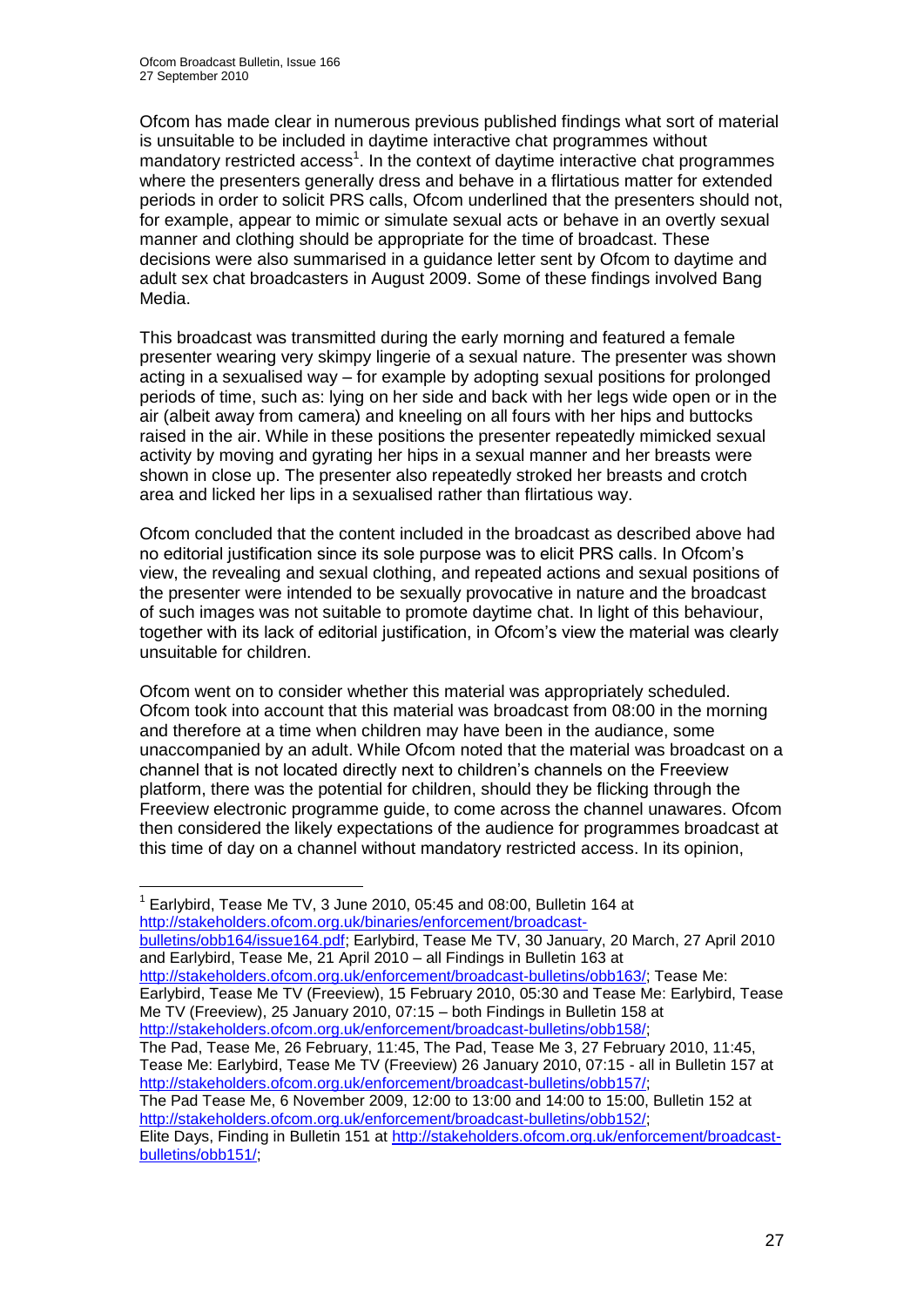Ofcom has made clear in numerous previous published findings what sort of material is unsuitable to be included in daytime interactive chat programmes without mandatory restricted access[1]. In the context of daytime interactive chat programmes where the presenters generally dress and behave in a flirtatious matter for extended periods in order to solicit PRS calls, Ofcom underlined that the presenters should not, for example, appear to mimic or simulate sexual acts or behave in an overtly sexual manner and clothing should be appropriate for the time of broadcast. These decisions were also summarised in a guidance letter sent by Ofcom to daytime and adult sex chat broadcasters in August 2009. Some of these findings involved Bang Media.

This broadcast was transmitted during the early morning and featured a female presenter wearing very skimpy lingerie of a sexual nature. The presenter was shown acting in a sexualised way – for example by adopting sexual positions for prolonged periods of time, such as: lying on her side and back with her legs wide open or in the air (albeit away from camera) and kneeling on all fours with her hips and buttocks raised in the air. While in these positions the presenter repeatedly mimicked sexual activity by moving and gyrating her hips in a sexual manner and her breasts were shown in close up. The presenter also repeatedly stroked her breasts and crotch area and licked her lips in a sexualised rather than flirtatious way.

Ofcom concluded that the content included in the broadcast as described above had no editorial justification since its sole purpose was to elicit PRS calls. In Ofcom's view, the revealing and sexual clothing, and repeated actions and sexual positions of the presenter were intended to be sexually provocative in nature and the broadcast of such images was not suitable to promote daytime chat. In light of this behaviour, together with its lack of editorial justification, in Ofcom's view the material was clearly unsuitable for children.

Ofcom went on to consider whether this material was appropriately scheduled. Ofcom took into account that this material was broadcast from 08:00 in the morning and therefore at a time when children may have been in the audiance, some unaccompanied by an adult. While Ofcom noted that the material was broadcast on a channel that is not located directly next to children's channels on the Freeview platform, there was the potential for children, should they be flicking through the Freeview electronic programme guide, to come across the channel unawares. Ofcom then considered the likely expectations of the audience for programmes broadcast at this time of day on a channel without mandatory restricted access. In its opinion,

---

[1] Earlybird, Tease Me TV, 3 June 2010, 05:45 and 08:00, Bulletin 164 at http://stakeholders.ofcom.org.uk/binaries/enforcement/broadcast-bulletins/obb164/issue164.pdf; Earlybird, Tease Me TV, 30 January, 20 March, 27 April 2010 and Earlybird, Tease Me, 21 April 2010 – all Findings in Bulletin 163 at http://stakeholders.ofcom.org.uk/enforcement/broadcast-bulletins/obb163/; Tease Me: Earlybird, Tease Me TV (Freeview), 15 February 2010, 05:30 and Tease Me: Earlybird, Tease Me TV (Freeview), 25 January 2010, 07:15 – both Findings in Bulletin 158 at http://stakeholders.ofcom.org.uk/enforcement/broadcast-bulletins/obb158/;
The Pad, Tease Me, 26 February, 11:45, The Pad, Tease Me 3, 27 February 2010, 11:45, Tease Me: Earlybird, Tease Me TV (Freeview) 26 January 2010, 07:15 - all in Bulletin 157 at http://stakeholders.ofcom.org.uk/enforcement/broadcast-bulletins/obb157/;
The Pad Tease Me, 6 November 2009, 12:00 to 13:00 and 14:00 to 15:00, Bulletin 152 at http://stakeholders.ofcom.org.uk/enforcement/broadcast-bulletins/obb152/;
Elite Days, Finding in Bulletin 151 at http://stakeholders.ofcom.org.uk/enforcement/broadcast-bulletins/obb151/;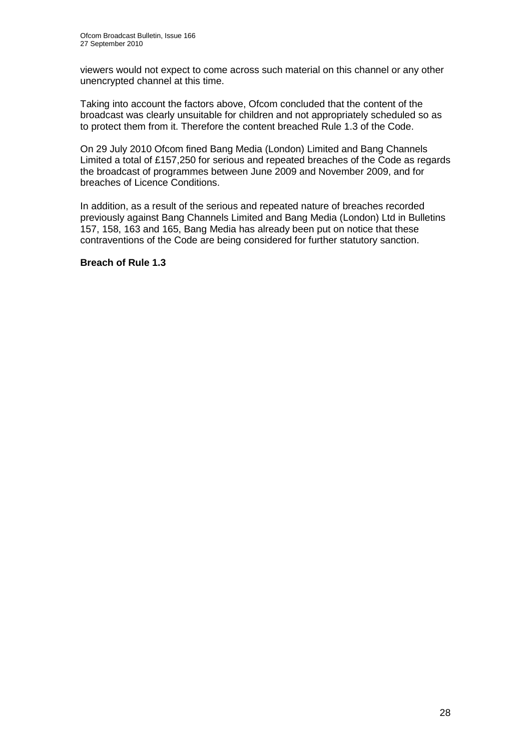viewers would not expect to come across such material on this channel or any other unencrypted channel at this time.

Taking into account the factors above, Ofcom concluded that the content of the broadcast was clearly unsuitable for children and not appropriately scheduled so as to protect them from it. Therefore the content breached Rule 1.3 of the Code.

On 29 July 2010 Ofcom fined Bang Media (London) Limited and Bang Channels Limited a total of £157,250 for serious and repeated breaches of the Code as regards the broadcast of programmes between June 2009 and November 2009, and for breaches of Licence Conditions.

In addition, as a result of the serious and repeated nature of breaches recorded previously against Bang Channels Limited and Bang Media (London) Ltd in Bulletins 157, 158, 163 and 165, Bang Media has already been put on notice that these contraventions of the Code are being considered for further statutory sanction.

**Breach of Rule 1.3**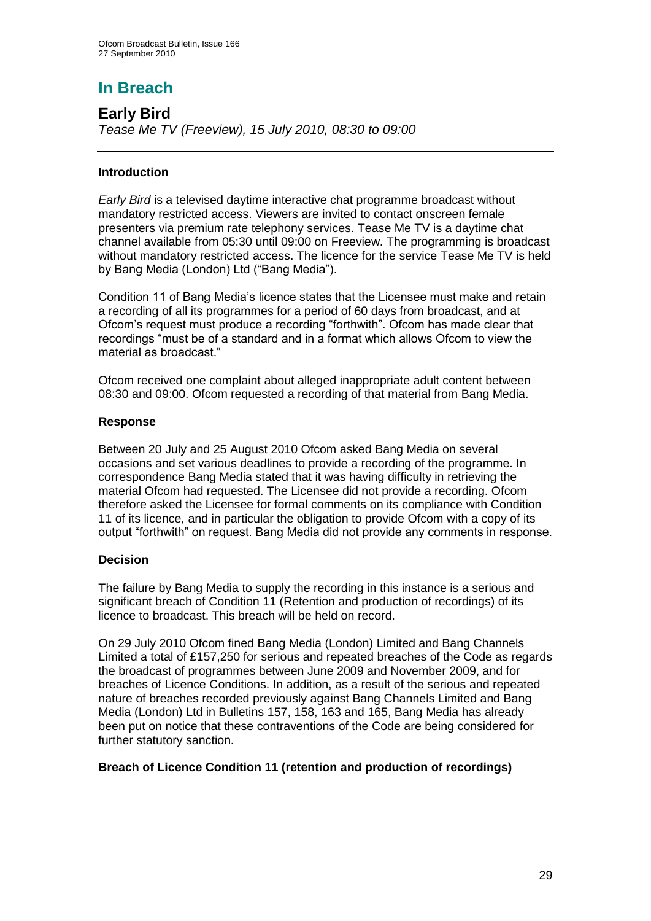# In Breach

## Early Bird

*Tease Me TV (Freeview), 15 July 2010, 08:30 to 09:00*

### Introduction

*Early Bird* is a televised daytime interactive chat programme broadcast without mandatory restricted access. Viewers are invited to contact onscreen female presenters via premium rate telephony services. Tease Me TV is a daytime chat channel available from 05:30 until 09:00 on Freeview. The programming is broadcast without mandatory restricted access. The licence for the service Tease Me TV is held by Bang Media (London) Ltd ("Bang Media").

Condition 11 of Bang Media's licence states that the Licensee must make and retain a recording of all its programmes for a period of 60 days from broadcast, and at Ofcom's request must produce a recording "forthwith". Ofcom has made clear that recordings "must be of a standard and in a format which allows Ofcom to view the material as broadcast."

Ofcom received one complaint about alleged inappropriate adult content between 08:30 and 09:00. Ofcom requested a recording of that material from Bang Media.

### Response

Between 20 July and 25 August 2010 Ofcom asked Bang Media on several occasions and set various deadlines to provide a recording of the programme. In correspondence Bang Media stated that it was having difficulty in retrieving the material Ofcom had requested. The Licensee did not provide a recording. Ofcom therefore asked the Licensee for formal comments on its compliance with Condition 11 of its licence, and in particular the obligation to provide Ofcom with a copy of its output "forthwith" on request. Bang Media did not provide any comments in response.

### Decision

The failure by Bang Media to supply the recording in this instance is a serious and significant breach of Condition 11 (Retention and production of recordings) of its licence to broadcast. This breach will be held on record.

On 29 July 2010 Ofcom fined Bang Media (London) Limited and Bang Channels Limited a total of £157,250 for serious and repeated breaches of the Code as regards the broadcast of programmes between June 2009 and November 2009, and for breaches of Licence Conditions. In addition, as a result of the serious and repeated nature of breaches recorded previously against Bang Channels Limited and Bang Media (London) Ltd in Bulletins 157, 158, 163 and 165, Bang Media has already been put on notice that these contraventions of the Code are being considered for further statutory sanction.

**Breach of Licence Condition 11 (retention and production of recordings)**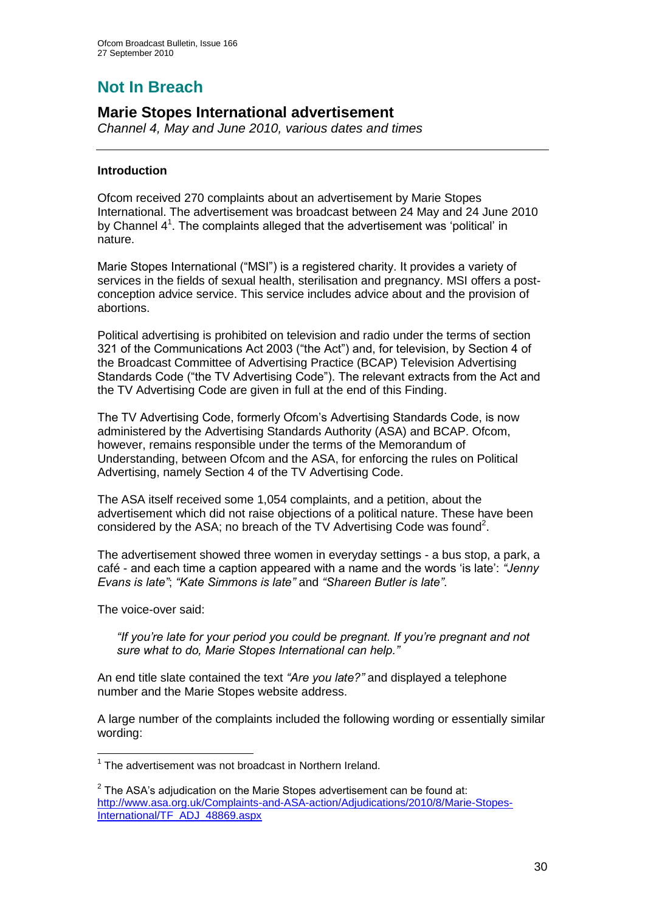# Not In Breach

## Marie Stopes International advertisement

*Channel 4, May and June 2010, various dates and times*

### Introduction

Ofcom received 270 complaints about an advertisement by Marie Stopes International. The advertisement was broadcast between 24 May and 24 June 2010 by Channel 4[1]. The complaints alleged that the advertisement was 'political' in nature.

Marie Stopes International ("MSI") is a registered charity. It provides a variety of services in the fields of sexual health, sterilisation and pregnancy. MSI offers a post-conception advice service. This service includes advice about and the provision of abortions.

Political advertising is prohibited on television and radio under the terms of section 321 of the Communications Act 2003 ("the Act") and, for television, by Section 4 of the Broadcast Committee of Advertising Practice (BCAP) Television Advertising Standards Code ("the TV Advertising Code"). The relevant extracts from the Act and the TV Advertising Code are given in full at the end of this Finding.

The TV Advertising Code, formerly Ofcom's Advertising Standards Code, is now administered by the Advertising Standards Authority (ASA) and BCAP. Ofcom, however, remains responsible under the terms of the Memorandum of Understanding, between Ofcom and the ASA, for enforcing the rules on Political Advertising, namely Section 4 of the TV Advertising Code.

The ASA itself received some 1,054 complaints, and a petition, about the advertisement which did not raise objections of a political nature. These have been considered by the ASA; no breach of the TV Advertising Code was found[2].

The advertisement showed three women in everyday settings - a bus stop, a park, a café - and each time a caption appeared with a name and the words 'is late': *"Jenny Evans is late"*; *"Kate Simmons is late"* and *"Shareen Butler is late"*.

The voice-over said:

> *"If you're late for your period you could be pregnant. If you're pregnant and not sure what to do, Marie Stopes International can help."*

An end title slate contained the text *"Are you late?"* and displayed a telephone number and the Marie Stopes website address.

A large number of the complaints included the following wording or essentially similar wording:

---

[1] The advertisement was not broadcast in Northern Ireland.

[2] The ASA's adjudication on the Marie Stopes advertisement can be found at: http://www.asa.org.uk/Complaints-and-ASA-action/Adjudications/2010/8/Marie-Stopes-International/TF_ADJ_48869.aspx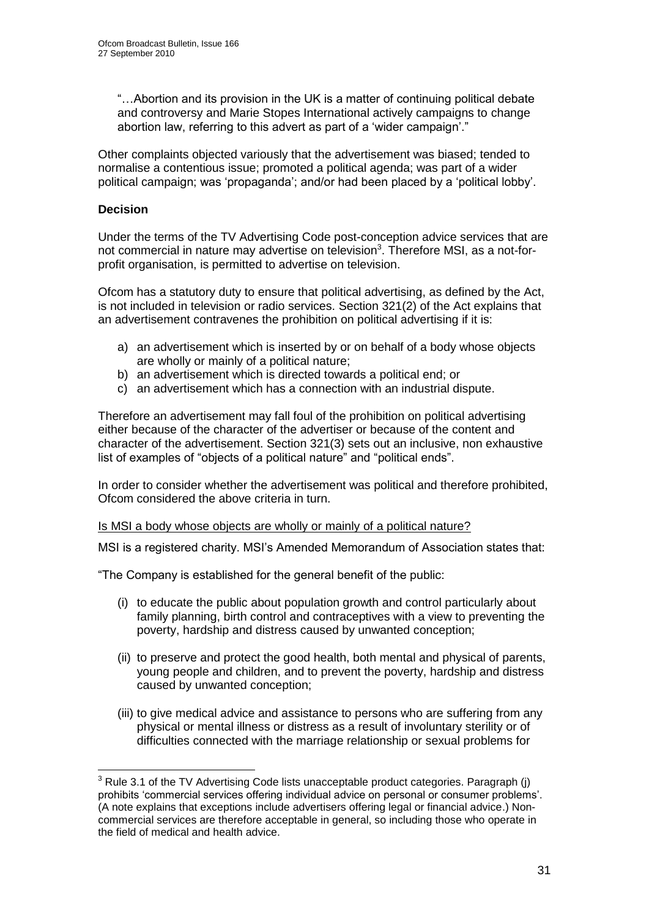"…Abortion and its provision in the UK is a matter of continuing political debate and controversy and Marie Stopes International actively campaigns to change abortion law, referring to this advert as part of a 'wider campaign'."

Other complaints objected variously that the advertisement was biased; tended to normalise a contentious issue; promoted a political agenda; was part of a wider political campaign; was 'propaganda'; and/or had been placed by a 'political lobby'.

**Decision**

Under the terms of the TV Advertising Code post-conception advice services that are not commercial in nature may advertise on television[3]. Therefore MSI, as a not-for-profit organisation, is permitted to advertise on television.

Ofcom has a statutory duty to ensure that political advertising, as defined by the Act, is not included in television or radio services. Section 321(2) of the Act explains that an advertisement contravenes the prohibition on political advertising if it is:

a) an advertisement which is inserted by or on behalf of a body whose objects are wholly or mainly of a political nature;
b) an advertisement which is directed towards a political end; or
c) an advertisement which has a connection with an industrial dispute.

Therefore an advertisement may fall foul of the prohibition on political advertising either because of the character of the advertiser or because of the content and character of the advertisement. Section 321(3) sets out an inclusive, non exhaustive list of examples of "objects of a political nature" and "political ends".

In order to consider whether the advertisement was political and therefore prohibited, Ofcom considered the above criteria in turn.

Is MSI a body whose objects are wholly or mainly of a political nature?

MSI is a registered charity. MSI's Amended Memorandum of Association states that:

"The Company is established for the general benefit of the public:

(i) to educate the public about population growth and control particularly about family planning, birth control and contraceptives with a view to preventing the poverty, hardship and distress caused by unwanted conception;

(ii) to preserve and protect the good health, both mental and physical of parents, young people and children, and to prevent the poverty, hardship and distress caused by unwanted conception;

(iii) to give medical advice and assistance to persons who are suffering from any physical or mental illness or distress as a result of involuntary sterility or of difficulties connected with the marriage relationship or sexual problems for

[3] Rule 3.1 of the TV Advertising Code lists unacceptable product categories. Paragraph (j) prohibits 'commercial services offering individual advice on personal or consumer problems'. (A note explains that exceptions include advertisers offering legal or financial advice.) Non-commercial services are therefore acceptable in general, so including those who operate in the field of medical and health advice.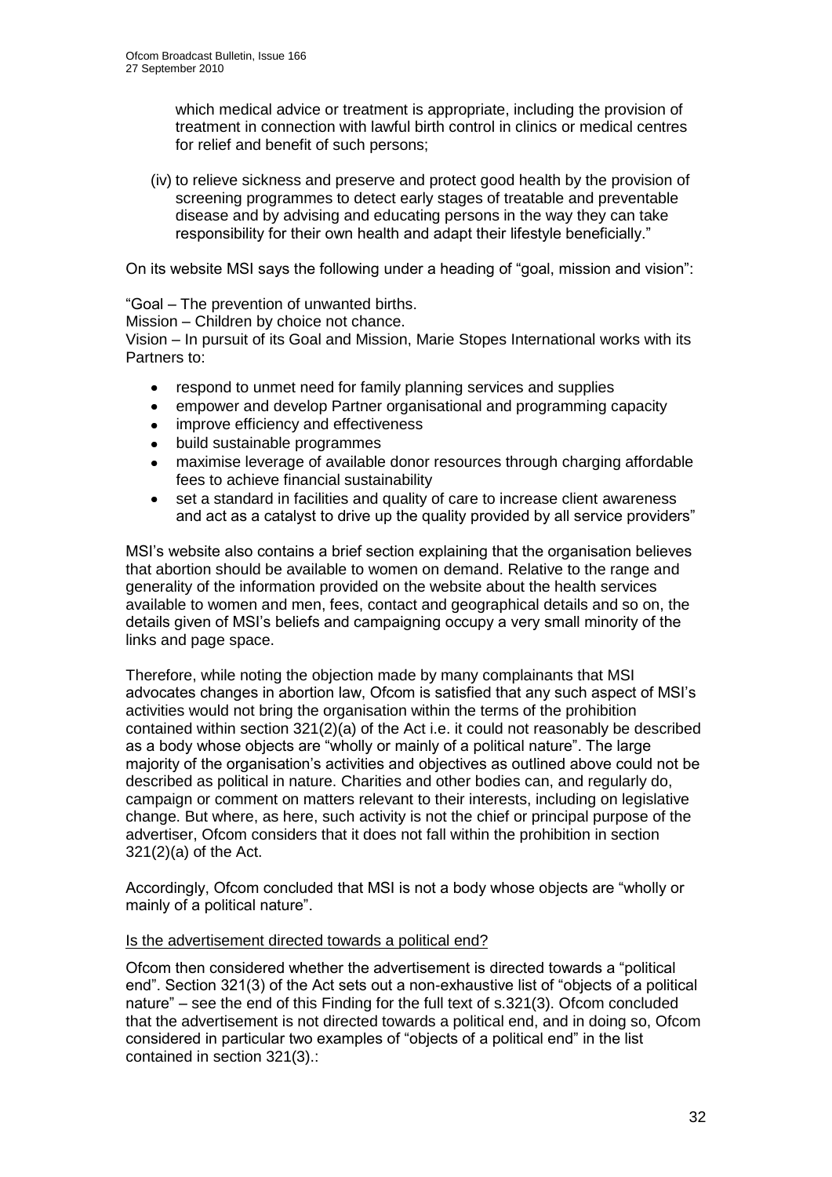which medical advice or treatment is appropriate, including the provision of treatment in connection with lawful birth control in clinics or medical centres for relief and benefit of such persons;

(iv) to relieve sickness and preserve and protect good health by the provision of screening programmes to detect early stages of treatable and preventable disease and by advising and educating persons in the way they can take responsibility for their own health and adapt their lifestyle beneficially."

On its website MSI says the following under a heading of "goal, mission and vision":

"Goal – The prevention of unwanted births.
Mission – Children by choice not chance.
Vision – In pursuit of its Goal and Mission, Marie Stopes International works with its Partners to:

- respond to unmet need for family planning services and supplies
- empower and develop Partner organisational and programming capacity
- improve efficiency and effectiveness
- build sustainable programmes
- maximise leverage of available donor resources through charging affordable fees to achieve financial sustainability
- set a standard in facilities and quality of care to increase client awareness and act as a catalyst to drive up the quality provided by all service providers"

MSI's website also contains a brief section explaining that the organisation believes that abortion should be available to women on demand. Relative to the range and generality of the information provided on the website about the health services available to women and men, fees, contact and geographical details and so on, the details given of MSI's beliefs and campaigning occupy a very small minority of the links and page space.

Therefore, while noting the objection made by many complainants that MSI advocates changes in abortion law, Ofcom is satisfied that any such aspect of MSI's activities would not bring the organisation within the terms of the prohibition contained within section 321(2)(a) of the Act i.e. it could not reasonably be described as a body whose objects are "wholly or mainly of a political nature". The large majority of the organisation's activities and objectives as outlined above could not be described as political in nature. Charities and other bodies can, and regularly do, campaign or comment on matters relevant to their interests, including on legislative change. But where, as here, such activity is not the chief or principal purpose of the advertiser, Ofcom considers that it does not fall within the prohibition in section 321(2)(a) of the Act.

Accordingly, Ofcom concluded that MSI is not a body whose objects are "wholly or mainly of a political nature".

<u>Is the advertisement directed towards a political end?</u>

Ofcom then considered whether the advertisement is directed towards a "political end". Section 321(3) of the Act sets out a non-exhaustive list of "objects of a political nature" – see the end of this Finding for the full text of s.321(3). Ofcom concluded that the advertisement is not directed towards a political end, and in doing so, Ofcom considered in particular two examples of "objects of a political end" in the list contained in section 321(3).: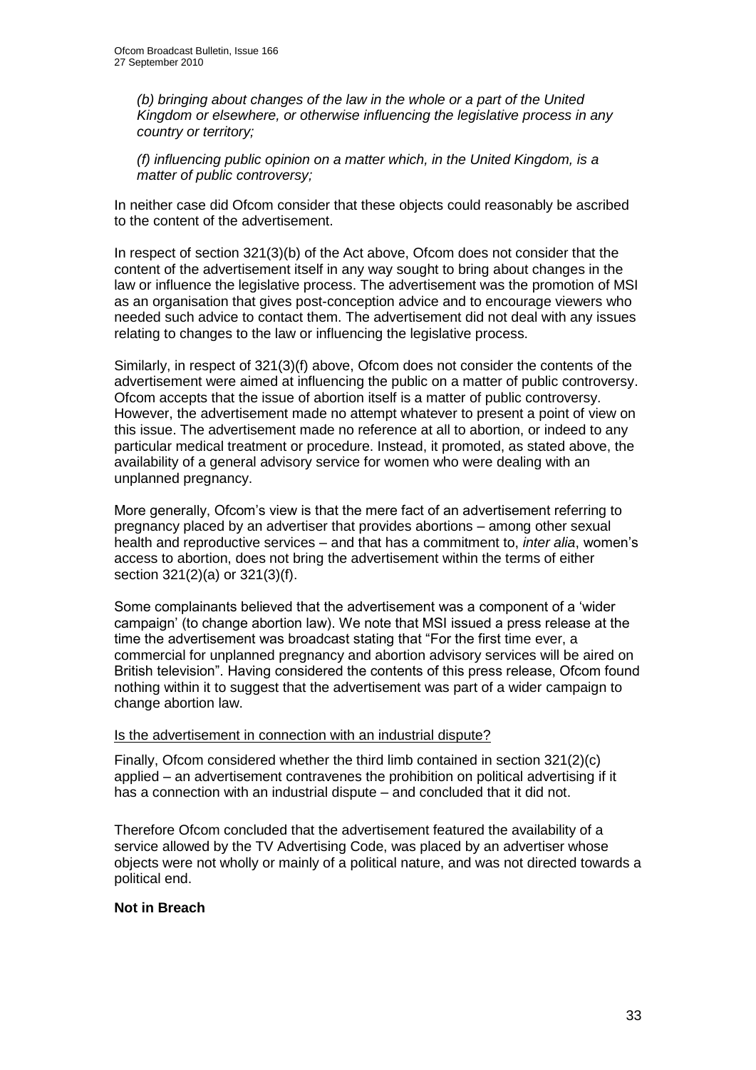*(b) bringing about changes of the law in the whole or a part of the United Kingdom or elsewhere, or otherwise influencing the legislative process in any country or territory;*

*(f) influencing public opinion on a matter which, in the United Kingdom, is a matter of public controversy;*

In neither case did Ofcom consider that these objects could reasonably be ascribed to the content of the advertisement.

In respect of section 321(3)(b) of the Act above, Ofcom does not consider that the content of the advertisement itself in any way sought to bring about changes in the law or influence the legislative process. The advertisement was the promotion of MSI as an organisation that gives post-conception advice and to encourage viewers who needed such advice to contact them. The advertisement did not deal with any issues relating to changes to the law or influencing the legislative process.

Similarly, in respect of 321(3)(f) above, Ofcom does not consider the contents of the advertisement were aimed at influencing the public on a matter of public controversy. Ofcom accepts that the issue of abortion itself is a matter of public controversy. However, the advertisement made no attempt whatever to present a point of view on this issue. The advertisement made no reference at all to abortion, or indeed to any particular medical treatment or procedure. Instead, it promoted, as stated above, the availability of a general advisory service for women who were dealing with an unplanned pregnancy.

More generally, Ofcom's view is that the mere fact of an advertisement referring to pregnancy placed by an advertiser that provides abortions – among other sexual health and reproductive services – and that has a commitment to, *inter alia*, women's access to abortion, does not bring the advertisement within the terms of either section 321(2)(a) or 321(3)(f).

Some complainants believed that the advertisement was a component of a 'wider campaign' (to change abortion law). We note that MSI issued a press release at the time the advertisement was broadcast stating that "For the first time ever, a commercial for unplanned pregnancy and abortion advisory services will be aired on British television". Having considered the contents of this press release, Ofcom found nothing within it to suggest that the advertisement was part of a wider campaign to change abortion law.

Is the advertisement in connection with an industrial dispute?

Finally, Ofcom considered whether the third limb contained in section 321(2)(c) applied – an advertisement contravenes the prohibition on political advertising if it has a connection with an industrial dispute – and concluded that it did not.

Therefore Ofcom concluded that the advertisement featured the availability of a service allowed by the TV Advertising Code, was placed by an advertiser whose objects were not wholly or mainly of a political nature, and was not directed towards a political end.

**Not in Breach**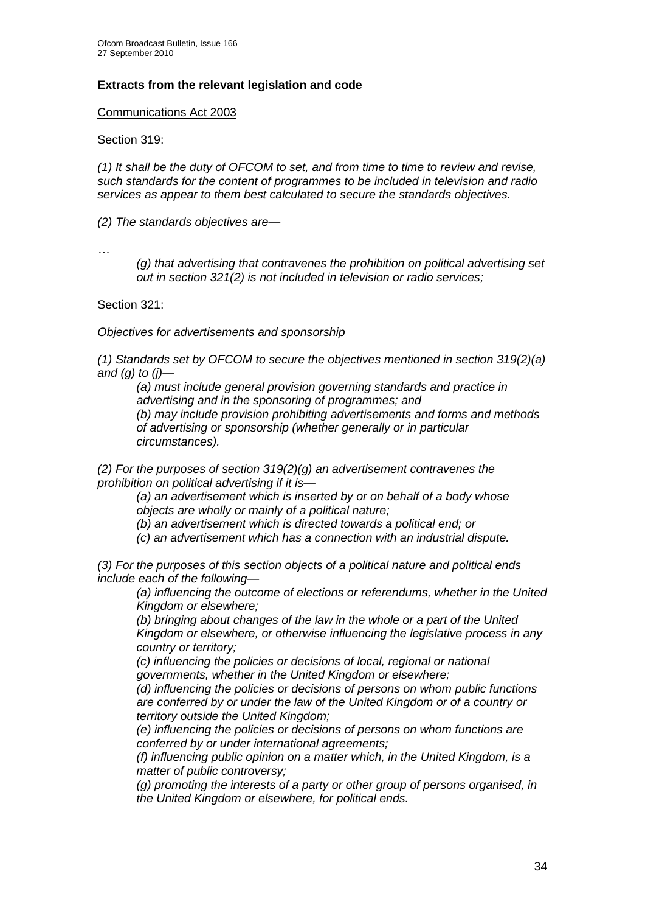### Extracts from the relevant legislation and code

Communications Act 2003

Section 319:

*(1) It shall be the duty of OFCOM to set, and from time to time to review and revise, such standards for the content of programmes to be included in television and radio services as appear to them best calculated to secure the standards objectives.*

*(2) The standards objectives are—*

…

> *(g) that advertising that contravenes the prohibition on political advertising set out in section 321(2) is not included in television or radio services;*

Section 321:

*Objectives for advertisements and sponsorship*

*(1) Standards set by OFCOM to secure the objectives mentioned in section 319(2)(a) and (g) to (j)—*

> *(a) must include general provision governing standards and practice in advertising and in the sponsoring of programmes; and*
> *(b) may include provision prohibiting advertisements and forms and methods of advertising or sponsorship (whether generally or in particular circumstances).*

*(2) For the purposes of section 319(2)(g) an advertisement contravenes the prohibition on political advertising if it is—*

> *(a) an advertisement which is inserted by or on behalf of a body whose objects are wholly or mainly of a political nature;*
> *(b) an advertisement which is directed towards a political end; or*
> *(c) an advertisement which has a connection with an industrial dispute.*

*(3) For the purposes of this section objects of a political nature and political ends include each of the following—*

> *(a) influencing the outcome of elections or referendums, whether in the United Kingdom or elsewhere;*
> *(b) bringing about changes of the law in the whole or a part of the United Kingdom or elsewhere, or otherwise influencing the legislative process in any country or territory;*
> *(c) influencing the policies or decisions of local, regional or national governments, whether in the United Kingdom or elsewhere;*
> *(d) influencing the policies or decisions of persons on whom public functions are conferred by or under the law of the United Kingdom or of a country or territory outside the United Kingdom;*
> *(e) influencing the policies or decisions of persons on whom functions are conferred by or under international agreements;*
> *(f) influencing public opinion on a matter which, in the United Kingdom, is a matter of public controversy;*
> *(g) promoting the interests of a party or other group of persons organised, in the United Kingdom or elsewhere, for political ends.*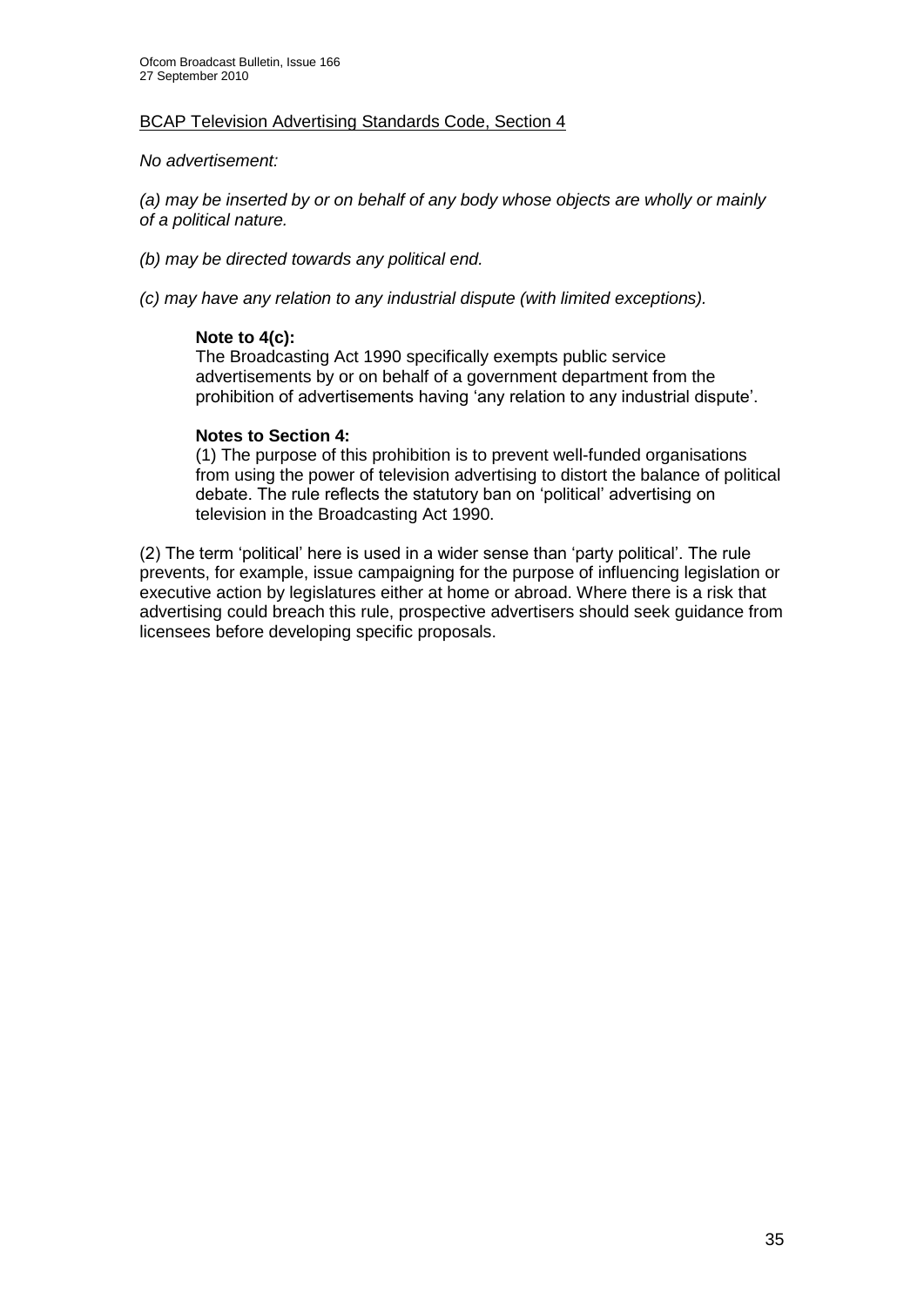BCAP Television Advertising Standards Code, Section 4

*No advertisement:*

*(a) may be inserted by or on behalf of any body whose objects are wholly or mainly of a political nature.*

*(b) may be directed towards any political end.*

*(c) may have any relation to any industrial dispute (with limited exceptions).*

> **Note to 4(c):**
> The Broadcasting Act 1990 specifically exempts public service advertisements by or on behalf of a government department from the prohibition of advertisements having 'any relation to any industrial dispute'.
>
> **Notes to Section 4:**
> (1) The purpose of this prohibition is to prevent well-funded organisations from using the power of television advertising to distort the balance of political debate. The rule reflects the statutory ban on 'political' advertising on television in the Broadcasting Act 1990.

(2) The term 'political' here is used in a wider sense than 'party political'. The rule prevents, for example, issue campaigning for the purpose of influencing legislation or executive action by legislatures either at home or abroad. Where there is a risk that advertising could breach this rule, prospective advertisers should seek guidance from licensees before developing specific proposals.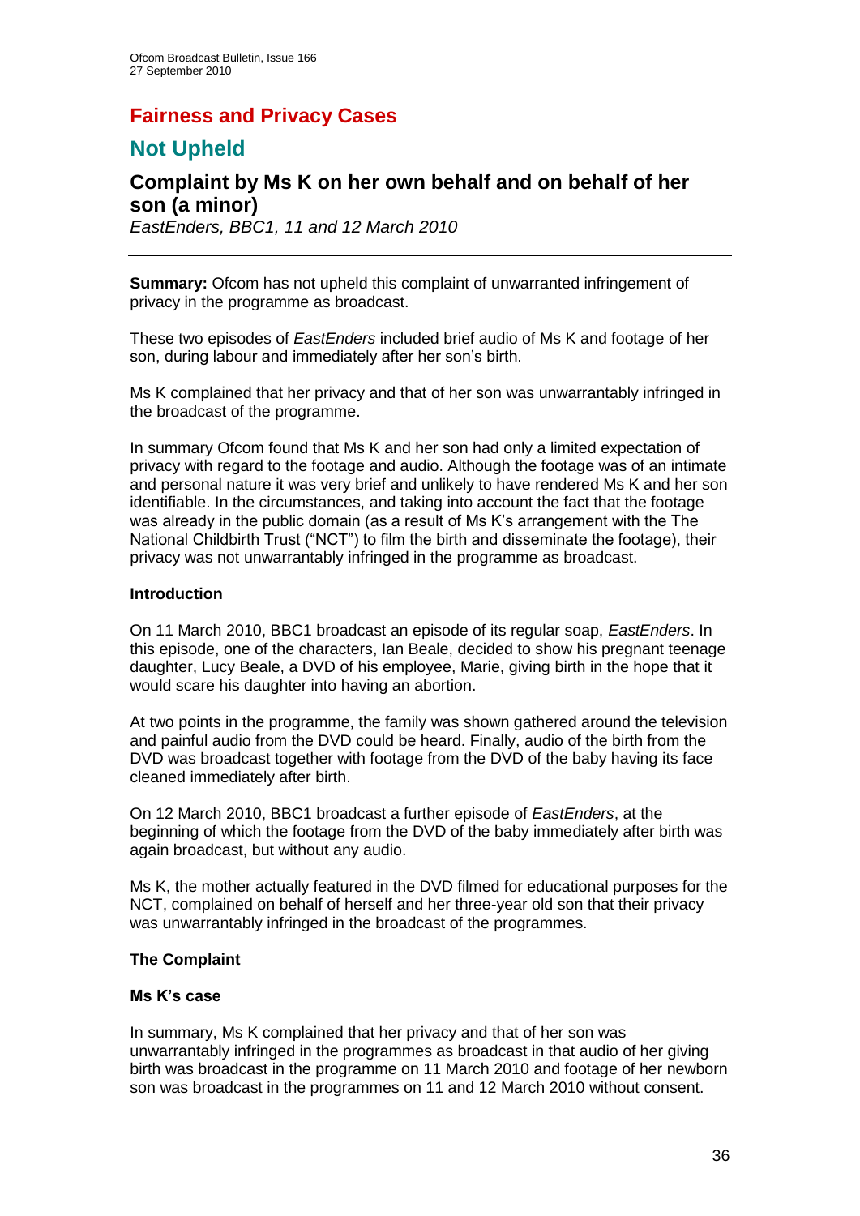# Fairness and Privacy Cases

## Not Upheld

### Complaint by Ms K on her own behalf and on behalf of her son (a minor)

*EastEnders, BBC1, 11 and 12 March 2010*

---

**Summary:** Ofcom has not upheld this complaint of unwarranted infringement of privacy in the programme as broadcast.

These two episodes of *EastEnders* included brief audio of Ms K and footage of her son, during labour and immediately after her son's birth.

Ms K complained that her privacy and that of her son was unwarrantably infringed in the broadcast of the programme.

In summary Ofcom found that Ms K and her son had only a limited expectation of privacy with regard to the footage and audio. Although the footage was of an intimate and personal nature it was very brief and unlikely to have rendered Ms K and her son identifiable. In the circumstances, and taking into account the fact that the footage was already in the public domain (as a result of Ms K's arrangement with the The National Childbirth Trust ("NCT") to film the birth and disseminate the footage), their privacy was not unwarrantably infringed in the programme as broadcast.

**Introduction**

On 11 March 2010, BBC1 broadcast an episode of its regular soap, *EastEnders*. In this episode, one of the characters, Ian Beale, decided to show his pregnant teenage daughter, Lucy Beale, a DVD of his employee, Marie, giving birth in the hope that it would scare his daughter into having an abortion.

At two points in the programme, the family was shown gathered around the television and painful audio from the DVD could be heard. Finally, audio of the birth from the DVD was broadcast together with footage from the DVD of the baby having its face cleaned immediately after birth.

On 12 March 2010, BBC1 broadcast a further episode of *EastEnders*, at the beginning of which the footage from the DVD of the baby immediately after birth was again broadcast, but without any audio.

Ms K, the mother actually featured in the DVD filmed for educational purposes for the NCT, complained on behalf of herself and her three-year old son that their privacy was unwarrantably infringed in the broadcast of the programmes.

**The Complaint**

**Ms K's case**

In summary, Ms K complained that her privacy and that of her son was unwarrantably infringed in the programmes as broadcast in that audio of her giving birth was broadcast in the programme on 11 March 2010 and footage of her newborn son was broadcast in the programmes on 11 and 12 March 2010 without consent.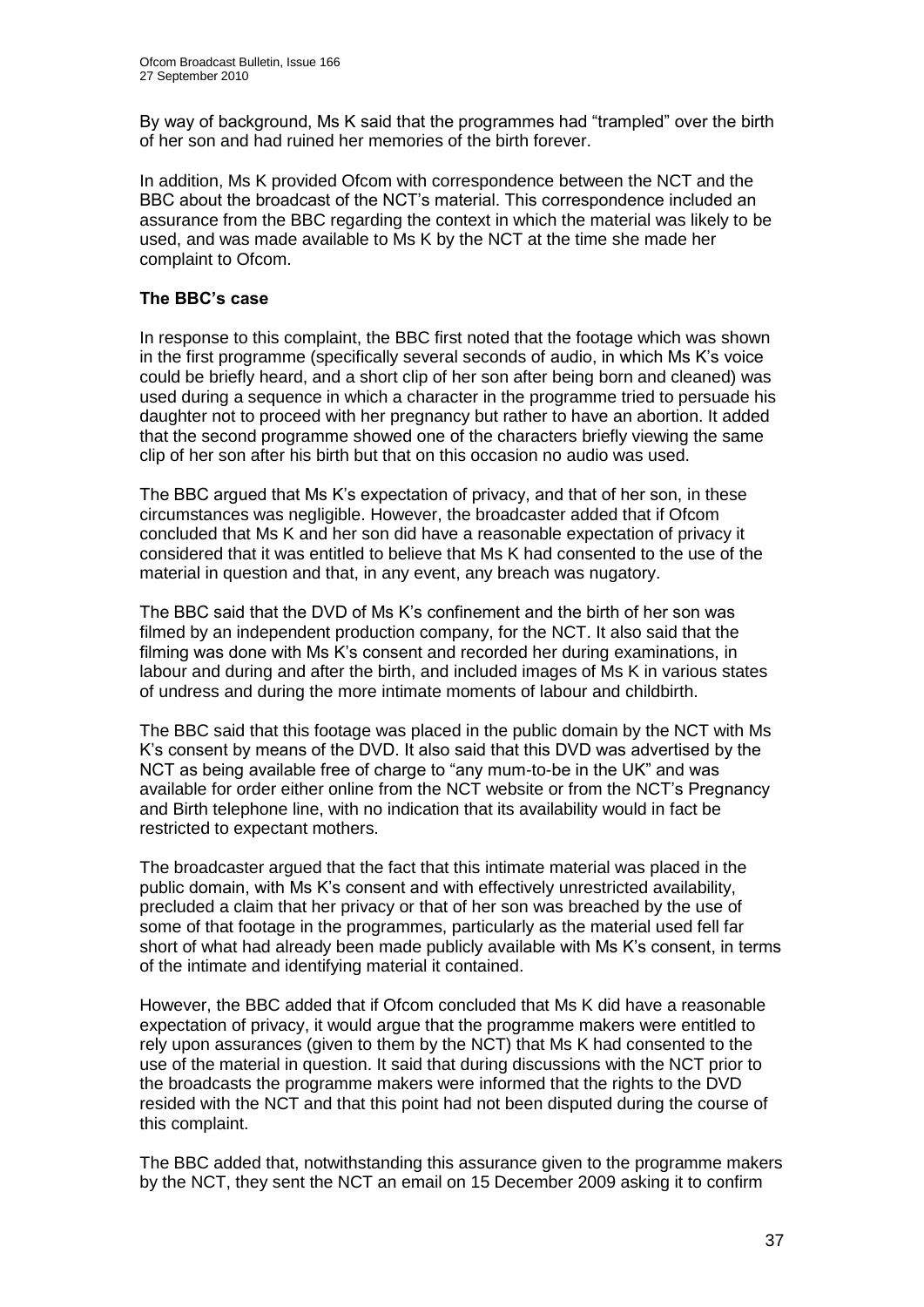By way of background, Ms K said that the programmes had "trampled" over the birth of her son and had ruined her memories of the birth forever.

In addition, Ms K provided Ofcom with correspondence between the NCT and the BBC about the broadcast of the NCT's material. This correspondence included an assurance from the BBC regarding the context in which the material was likely to be used, and was made available to Ms K by the NCT at the time she made her complaint to Ofcom.

### The BBC's case

In response to this complaint, the BBC first noted that the footage which was shown in the first programme (specifically several seconds of audio, in which Ms K's voice could be briefly heard, and a short clip of her son after being born and cleaned) was used during a sequence in which a character in the programme tried to persuade his daughter not to proceed with her pregnancy but rather to have an abortion. It added that the second programme showed one of the characters briefly viewing the same clip of her son after his birth but that on this occasion no audio was used.

The BBC argued that Ms K's expectation of privacy, and that of her son, in these circumstances was negligible. However, the broadcaster added that if Ofcom concluded that Ms K and her son did have a reasonable expectation of privacy it considered that it was entitled to believe that Ms K had consented to the use of the material in question and that, in any event, any breach was nugatory.

The BBC said that the DVD of Ms K's confinement and the birth of her son was filmed by an independent production company, for the NCT. It also said that the filming was done with Ms K's consent and recorded her during examinations, in labour and during and after the birth, and included images of Ms K in various states of undress and during the more intimate moments of labour and childbirth.

The BBC said that this footage was placed in the public domain by the NCT with Ms K's consent by means of the DVD. It also said that this DVD was advertised by the NCT as being available free of charge to "any mum-to-be in the UK" and was available for order either online from the NCT website or from the NCT's Pregnancy and Birth telephone line, with no indication that its availability would in fact be restricted to expectant mothers.

The broadcaster argued that the fact that this intimate material was placed in the public domain, with Ms K's consent and with effectively unrestricted availability, precluded a claim that her privacy or that of her son was breached by the use of some of that footage in the programmes, particularly as the material used fell far short of what had already been made publicly available with Ms K's consent, in terms of the intimate and identifying material it contained.

However, the BBC added that if Ofcom concluded that Ms K did have a reasonable expectation of privacy, it would argue that the programme makers were entitled to rely upon assurances (given to them by the NCT) that Ms K had consented to the use of the material in question. It said that during discussions with the NCT prior to the broadcasts the programme makers were informed that the rights to the DVD resided with the NCT and that this point had not been disputed during the course of this complaint.

The BBC added that, notwithstanding this assurance given to the programme makers by the NCT, they sent the NCT an email on 15 December 2009 asking it to confirm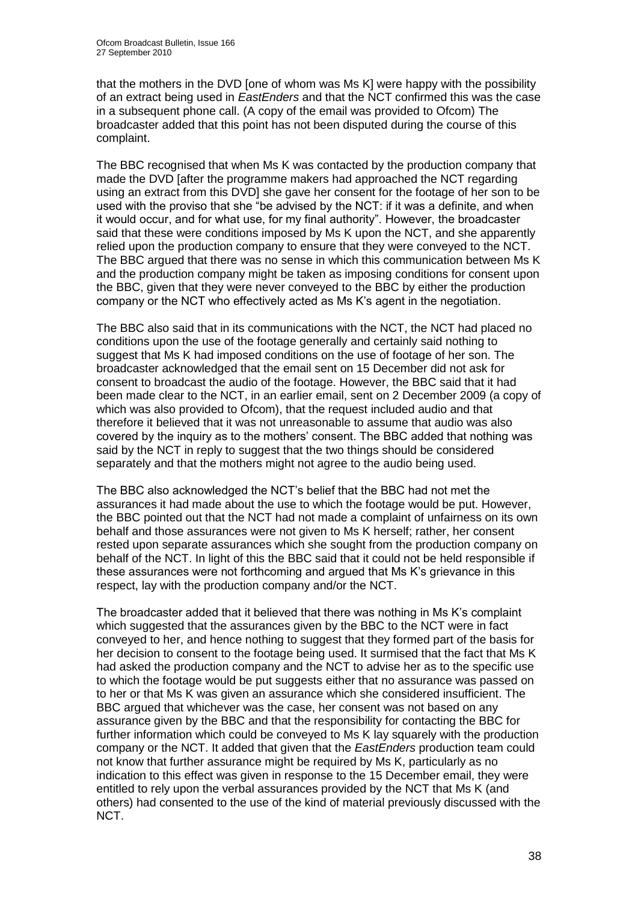that the mothers in the DVD [one of whom was Ms K] were happy with the possibility of an extract being used in *EastEnders* and that the NCT confirmed this was the case in a subsequent phone call. (A copy of the email was provided to Ofcom) The broadcaster added that this point has not been disputed during the course of this complaint.

The BBC recognised that when Ms K was contacted by the production company that made the DVD [after the programme makers had approached the NCT regarding using an extract from this DVD] she gave her consent for the footage of her son to be used with the proviso that she "be advised by the NCT: if it was a definite, and when it would occur, and for what use, for my final authority". However, the broadcaster said that these were conditions imposed by Ms K upon the NCT, and she apparently relied upon the production company to ensure that they were conveyed to the NCT. The BBC argued that there was no sense in which this communication between Ms K and the production company might be taken as imposing conditions for consent upon the BBC, given that they were never conveyed to the BBC by either the production company or the NCT who effectively acted as Ms K's agent in the negotiation.

The BBC also said that in its communications with the NCT, the NCT had placed no conditions upon the use of the footage generally and certainly said nothing to suggest that Ms K had imposed conditions on the use of footage of her son. The broadcaster acknowledged that the email sent on 15 December did not ask for consent to broadcast the audio of the footage. However, the BBC said that it had been made clear to the NCT, in an earlier email, sent on 2 December 2009 (a copy of which was also provided to Ofcom), that the request included audio and that therefore it believed that it was not unreasonable to assume that audio was also covered by the inquiry as to the mothers' consent. The BBC added that nothing was said by the NCT in reply to suggest that the two things should be considered separately and that the mothers might not agree to the audio being used.

The BBC also acknowledged the NCT's belief that the BBC had not met the assurances it had made about the use to which the footage would be put. However, the BBC pointed out that the NCT had not made a complaint of unfairness on its own behalf and those assurances were not given to Ms K herself; rather, her consent rested upon separate assurances which she sought from the production company on behalf of the NCT. In light of this the BBC said that it could not be held responsible if these assurances were not forthcoming and argued that Ms K's grievance in this respect, lay with the production company and/or the NCT.

The broadcaster added that it believed that there was nothing in Ms K's complaint which suggested that the assurances given by the BBC to the NCT were in fact conveyed to her, and hence nothing to suggest that they formed part of the basis for her decision to consent to the footage being used. It surmised that the fact that Ms K had asked the production company and the NCT to advise her as to the specific use to which the footage would be put suggests either that no assurance was passed on to her or that Ms K was given an assurance which she considered insufficient. The BBC argued that whichever was the case, her consent was not based on any assurance given by the BBC and that the responsibility for contacting the BBC for further information which could be conveyed to Ms K lay squarely with the production company or the NCT. It added that given that the *EastEnders* production team could not know that further assurance might be required by Ms K, particularly as no indication to this effect was given in response to the 15 December email, they were entitled to rely upon the verbal assurances provided by the NCT that Ms K (and others) had consented to the use of the kind of material previously discussed with the NCT.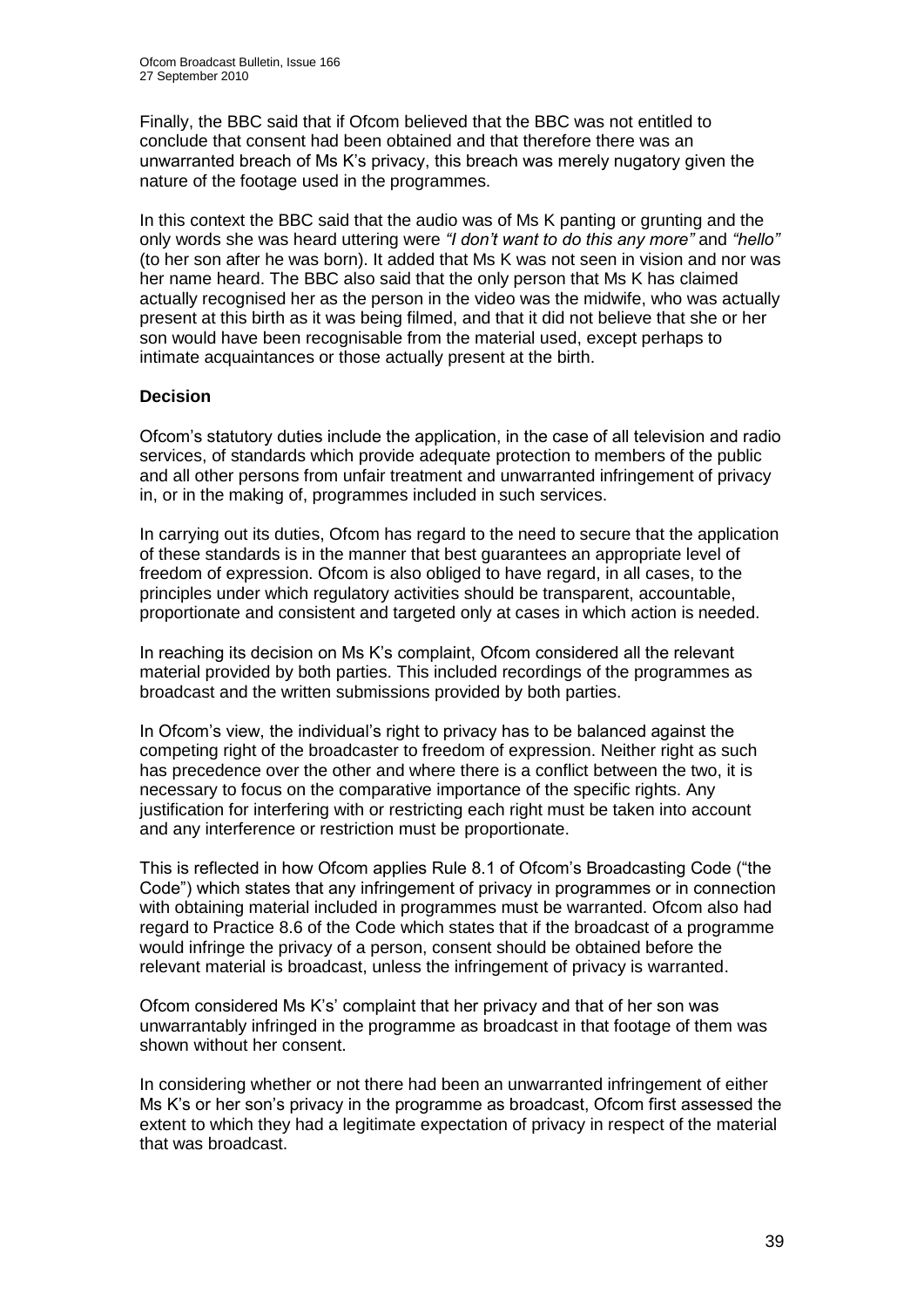Finally, the BBC said that if Ofcom believed that the BBC was not entitled to conclude that consent had been obtained and that therefore there was an unwarranted breach of Ms K's privacy, this breach was merely nugatory given the nature of the footage used in the programmes.

In this context the BBC said that the audio was of Ms K panting or grunting and the only words she was heard uttering were *"I don't want to do this any more"* and *"hello"* (to her son after he was born). It added that Ms K was not seen in vision and nor was her name heard. The BBC also said that the only person that Ms K has claimed actually recognised her as the person in the video was the midwife, who was actually present at this birth as it was being filmed, and that it did not believe that she or her son would have been recognisable from the material used, except perhaps to intimate acquaintances or those actually present at the birth.

**Decision**

Ofcom's statutory duties include the application, in the case of all television and radio services, of standards which provide adequate protection to members of the public and all other persons from unfair treatment and unwarranted infringement of privacy in, or in the making of, programmes included in such services.

In carrying out its duties, Ofcom has regard to the need to secure that the application of these standards is in the manner that best guarantees an appropriate level of freedom of expression. Ofcom is also obliged to have regard, in all cases, to the principles under which regulatory activities should be transparent, accountable, proportionate and consistent and targeted only at cases in which action is needed.

In reaching its decision on Ms K's complaint, Ofcom considered all the relevant material provided by both parties. This included recordings of the programmes as broadcast and the written submissions provided by both parties.

In Ofcom's view, the individual's right to privacy has to be balanced against the competing right of the broadcaster to freedom of expression. Neither right as such has precedence over the other and where there is a conflict between the two, it is necessary to focus on the comparative importance of the specific rights. Any justification for interfering with or restricting each right must be taken into account and any interference or restriction must be proportionate.

This is reflected in how Ofcom applies Rule 8.1 of Ofcom's Broadcasting Code ("the Code") which states that any infringement of privacy in programmes or in connection with obtaining material included in programmes must be warranted. Ofcom also had regard to Practice 8.6 of the Code which states that if the broadcast of a programme would infringe the privacy of a person, consent should be obtained before the relevant material is broadcast, unless the infringement of privacy is warranted.

Ofcom considered Ms K's' complaint that her privacy and that of her son was unwarrantably infringed in the programme as broadcast in that footage of them was shown without her consent.

In considering whether or not there had been an unwarranted infringement of either Ms K's or her son's privacy in the programme as broadcast, Ofcom first assessed the extent to which they had a legitimate expectation of privacy in respect of the material that was broadcast.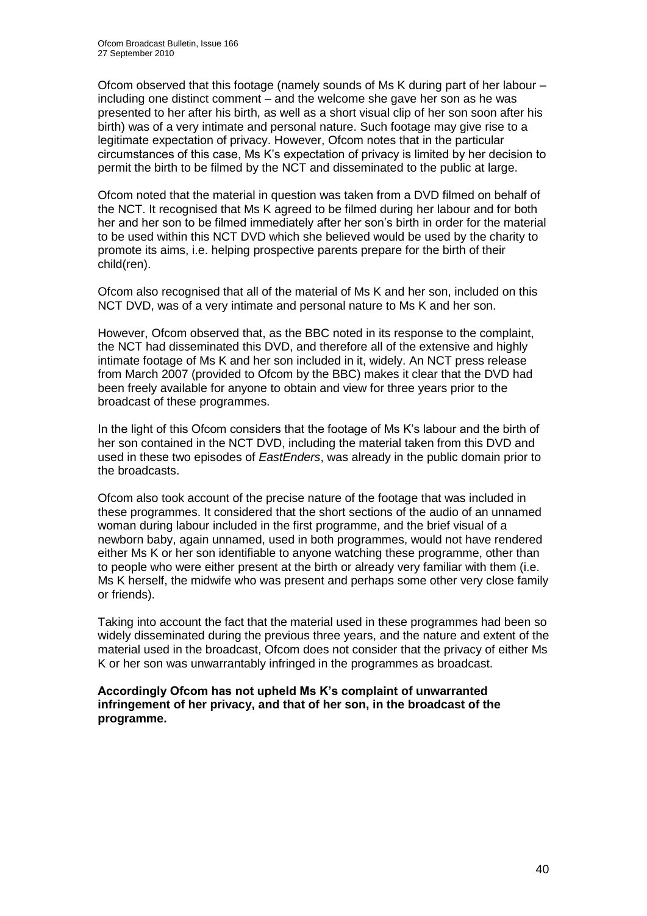Ofcom observed that this footage (namely sounds of Ms K during part of her labour – including one distinct comment – and the welcome she gave her son as he was presented to her after his birth, as well as a short visual clip of her son soon after his birth) was of a very intimate and personal nature. Such footage may give rise to a legitimate expectation of privacy. However, Ofcom notes that in the particular circumstances of this case, Ms K's expectation of privacy is limited by her decision to permit the birth to be filmed by the NCT and disseminated to the public at large.

Ofcom noted that the material in question was taken from a DVD filmed on behalf of the NCT. It recognised that Ms K agreed to be filmed during her labour and for both her and her son to be filmed immediately after her son's birth in order for the material to be used within this NCT DVD which she believed would be used by the charity to promote its aims, i.e. helping prospective parents prepare for the birth of their child(ren).

Ofcom also recognised that all of the material of Ms K and her son, included on this NCT DVD, was of a very intimate and personal nature to Ms K and her son.

However, Ofcom observed that, as the BBC noted in its response to the complaint, the NCT had disseminated this DVD, and therefore all of the extensive and highly intimate footage of Ms K and her son included in it, widely. An NCT press release from March 2007 (provided to Ofcom by the BBC) makes it clear that the DVD had been freely available for anyone to obtain and view for three years prior to the broadcast of these programmes.

In the light of this Ofcom considers that the footage of Ms K's labour and the birth of her son contained in the NCT DVD, including the material taken from this DVD and used in these two episodes of *EastEnders*, was already in the public domain prior to the broadcasts.

Ofcom also took account of the precise nature of the footage that was included in these programmes. It considered that the short sections of the audio of an unnamed woman during labour included in the first programme, and the brief visual of a newborn baby, again unnamed, used in both programmes, would not have rendered either Ms K or her son identifiable to anyone watching these programme, other than to people who were either present at the birth or already very familiar with them (i.e. Ms K herself, the midwife who was present and perhaps some other very close family or friends).

Taking into account the fact that the material used in these programmes had been so widely disseminated during the previous three years, and the nature and extent of the material used in the broadcast, Ofcom does not consider that the privacy of either Ms K or her son was unwarrantably infringed in the programmes as broadcast.

**Accordingly Ofcom has not upheld Ms K's complaint of unwarranted infringement of her privacy, and that of her son, in the broadcast of the programme.**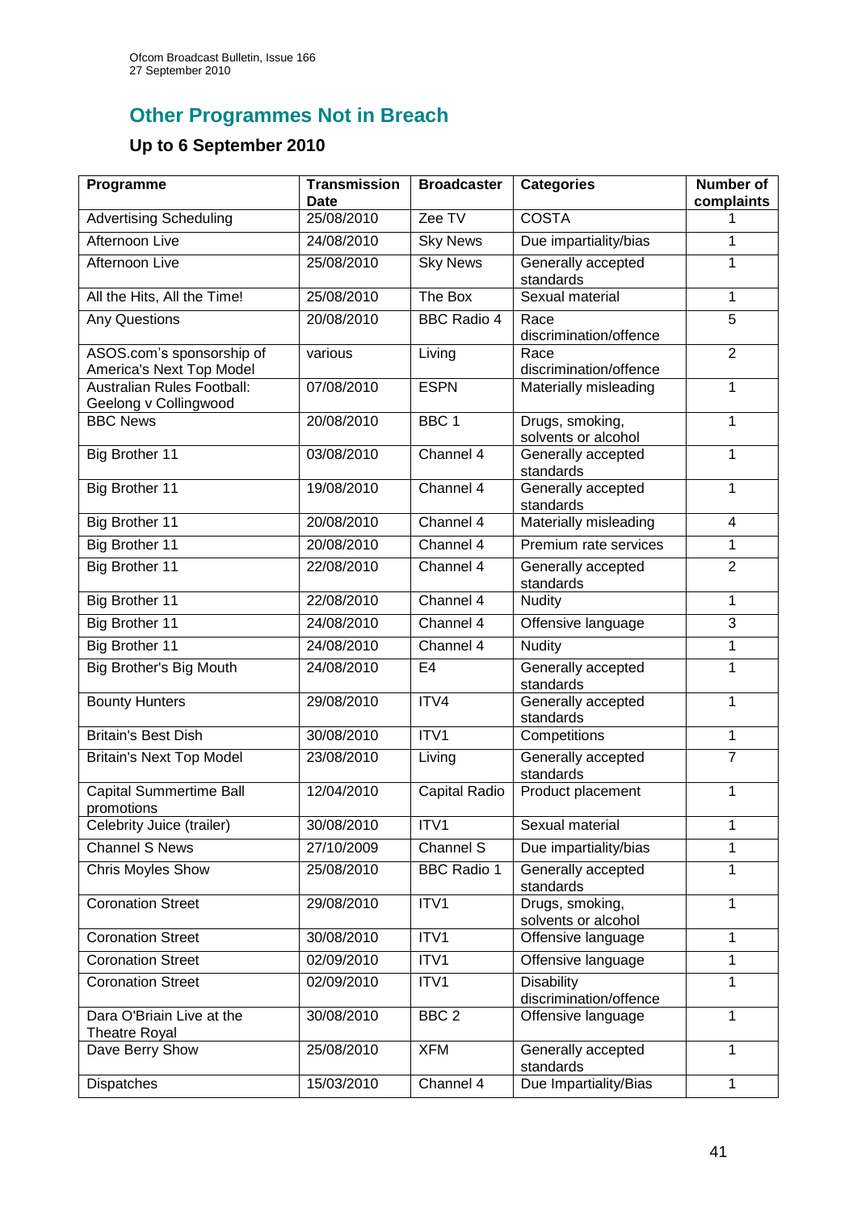## Other Programmes Not in Breach

### Up to 6 September 2010

| Programme | Transmission Date | Broadcaster | Categories | Number of complaints |
|---|---|---|---|---|
| Advertising Scheduling | 25/08/2010 | Zee TV | COSTA | 1 |
| Afternoon Live | 24/08/2010 | Sky News | Due impartiality/bias | 1 |
| Afternoon Live | 25/08/2010 | Sky News | Generally accepted standards | 1 |
| All the Hits, All the Time! | 25/08/2010 | The Box | Sexual material | 1 |
| Any Questions | 20/08/2010 | BBC Radio 4 | Race discrimination/offence | 5 |
| ASOS.com's sponsorship of America's Next Top Model | various | Living | Race discrimination/offence | 2 |
| Australian Rules Football: Geelong v Collingwood | 07/08/2010 | ESPN | Materially misleading | 1 |
| BBC News | 20/08/2010 | BBC 1 | Drugs, smoking, solvents or alcohol | 1 |
| Big Brother 11 | 03/08/2010 | Channel 4 | Generally accepted standards | 1 |
| Big Brother 11 | 19/08/2010 | Channel 4 | Generally accepted standards | 1 |
| Big Brother 11 | 20/08/2010 | Channel 4 | Materially misleading | 4 |
| Big Brother 11 | 20/08/2010 | Channel 4 | Premium rate services | 1 |
| Big Brother 11 | 22/08/2010 | Channel 4 | Generally accepted standards | 2 |
| Big Brother 11 | 22/08/2010 | Channel 4 | Nudity | 1 |
| Big Brother 11 | 24/08/2010 | Channel 4 | Offensive language | 3 |
| Big Brother 11 | 24/08/2010 | Channel 4 | Nudity | 1 |
| Big Brother's Big Mouth | 24/08/2010 | E4 | Generally accepted standards | 1 |
| Bounty Hunters | 29/08/2010 | ITV4 | Generally accepted standards | 1 |
| Britain's Best Dish | 30/08/2010 | ITV1 | Competitions | 1 |
| Britain's Next Top Model | 23/08/2010 | Living | Generally accepted standards | 7 |
| Capital Summertime Ball promotions | 12/04/2010 | Capital Radio | Product placement | 1 |
| Celebrity Juice (trailer) | 30/08/2010 | ITV1 | Sexual material | 1 |
| Channel S News | 27/10/2009 | Channel S | Due impartiality/bias | 1 |
| Chris Moyles Show | 25/08/2010 | BBC Radio 1 | Generally accepted standards | 1 |
| Coronation Street | 29/08/2010 | ITV1 | Drugs, smoking, solvents or alcohol | 1 |
| Coronation Street | 30/08/2010 | ITV1 | Offensive language | 1 |
| Coronation Street | 02/09/2010 | ITV1 | Offensive language | 1 |
| Coronation Street | 02/09/2010 | ITV1 | Disability discrimination/offence | 1 |
| Dara O'Briain Live at the Theatre Royal | 30/08/2010 | BBC 2 | Offensive language | 1 |
| Dave Berry Show | 25/08/2010 | XFM | Generally accepted standards | 1 |
| Dispatches | 15/03/2010 | Channel 4 | Due Impartiality/Bias | 1 |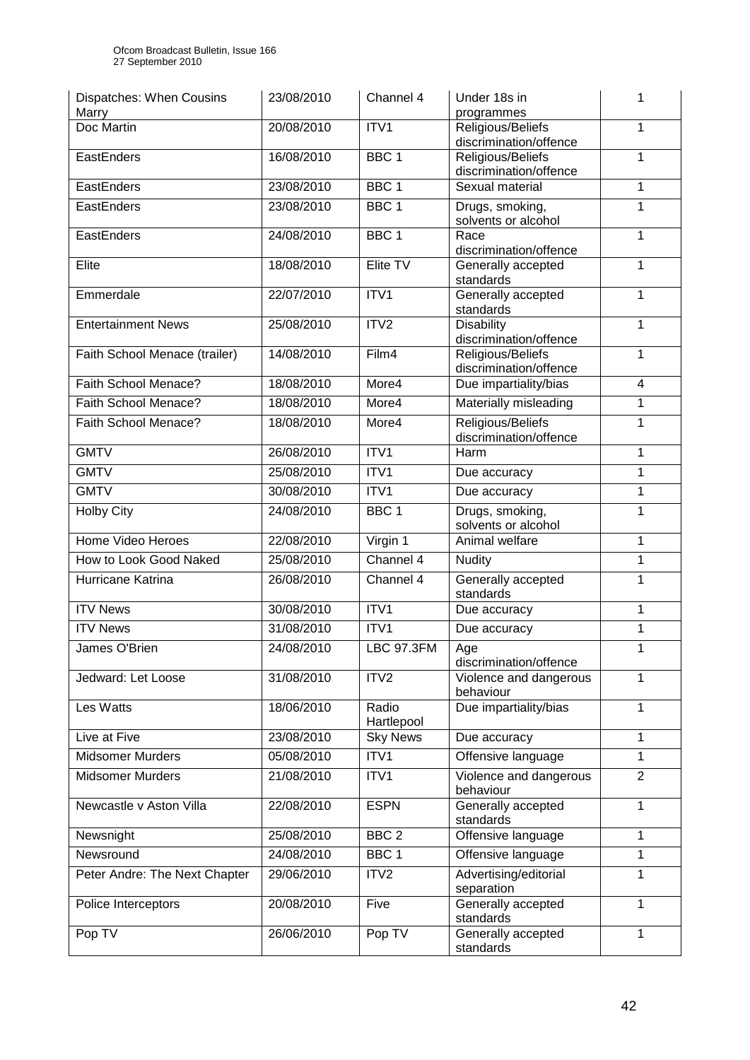| | | | | |
|---|---|---|---|---|
| Dispatches: When Cousins Marry | 23/08/2010 | Channel 4 | Under 18s in programmes | 1 |
| Doc Martin | 20/08/2010 | ITV1 | Religious/Beliefs discrimination/offence | 1 |
| EastEnders | 16/08/2010 | BBC 1 | Religious/Beliefs discrimination/offence | 1 |
| EastEnders | 23/08/2010 | BBC 1 | Sexual material | 1 |
| EastEnders | 23/08/2010 | BBC 1 | Drugs, smoking, solvents or alcohol | 1 |
| EastEnders | 24/08/2010 | BBC 1 | Race discrimination/offence | 1 |
| Elite | 18/08/2010 | Elite TV | Generally accepted standards | 1 |
| Emmerdale | 22/07/2010 | ITV1 | Generally accepted standards | 1 |
| Entertainment News | 25/08/2010 | ITV2 | Disability discrimination/offence | 1 |
| Faith School Menace (trailer) | 14/08/2010 | Film4 | Religious/Beliefs discrimination/offence | 1 |
| Faith School Menace? | 18/08/2010 | More4 | Due impartiality/bias | 4 |
| Faith School Menace? | 18/08/2010 | More4 | Materially misleading | 1 |
| Faith School Menace? | 18/08/2010 | More4 | Religious/Beliefs discrimination/offence | 1 |
| GMTV | 26/08/2010 | ITV1 | Harm | 1 |
| GMTV | 25/08/2010 | ITV1 | Due accuracy | 1 |
| GMTV | 30/08/2010 | ITV1 | Due accuracy | 1 |
| Holby City | 24/08/2010 | BBC 1 | Drugs, smoking, solvents or alcohol | 1 |
| Home Video Heroes | 22/08/2010 | Virgin 1 | Animal welfare | 1 |
| How to Look Good Naked | 25/08/2010 | Channel 4 | Nudity | 1 |
| Hurricane Katrina | 26/08/2010 | Channel 4 | Generally accepted standards | 1 |
| ITV News | 30/08/2010 | ITV1 | Due accuracy | 1 |
| ITV News | 31/08/2010 | ITV1 | Due accuracy | 1 |
| James O'Brien | 24/08/2010 | LBC 97.3FM | Age discrimination/offence | 1 |
| Jedward: Let Loose | 31/08/2010 | ITV2 | Violence and dangerous behaviour | 1 |
| Les Watts | 18/06/2010 | Radio Hartlepool | Due impartiality/bias | 1 |
| Live at Five | 23/08/2010 | Sky News | Due accuracy | 1 |
| Midsomer Murders | 05/08/2010 | ITV1 | Offensive language | 1 |
| Midsomer Murders | 21/08/2010 | ITV1 | Violence and dangerous behaviour | 2 |
| Newcastle v Aston Villa | 22/08/2010 | ESPN | Generally accepted standards | 1 |
| Newsnight | 25/08/2010 | BBC 2 | Offensive language | 1 |
| Newsround | 24/08/2010 | BBC 1 | Offensive language | 1 |
| Peter Andre: The Next Chapter | 29/06/2010 | ITV2 | Advertising/editorial separation | 1 |
| Police Interceptors | 20/08/2010 | Five | Generally accepted standards | 1 |
| Pop TV | 26/06/2010 | Pop TV | Generally accepted standards | 1 |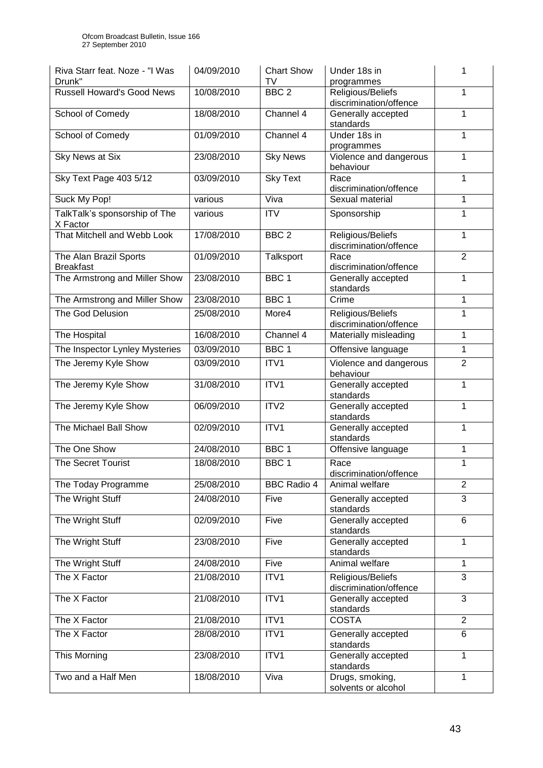| | | | | |
|---|---|---|---|---|
| Riva Starr feat. Noze - "I Was Drunk" | 04/09/2010 | Chart Show TV | Under 18s in programmes | 1 |
| Russell Howard's Good News | 10/08/2010 | BBC 2 | Religious/Beliefs discrimination/offence | 1 |
| School of Comedy | 18/08/2010 | Channel 4 | Generally accepted standards | 1 |
| School of Comedy | 01/09/2010 | Channel 4 | Under 18s in programmes | 1 |
| Sky News at Six | 23/08/2010 | Sky News | Violence and dangerous behaviour | 1 |
| Sky Text Page 403 5/12 | 03/09/2010 | Sky Text | Race discrimination/offence | 1 |
| Suck My Pop! | various | Viva | Sexual material | 1 |
| TalkTalk's sponsorship of The X Factor | various | ITV | Sponsorship | 1 |
| That Mitchell and Webb Look | 17/08/2010 | BBC 2 | Religious/Beliefs discrimination/offence | 1 |
| The Alan Brazil Sports Breakfast | 01/09/2010 | Talksport | Race discrimination/offence | 2 |
| The Armstrong and Miller Show | 23/08/2010 | BBC 1 | Generally accepted standards | 1 |
| The Armstrong and Miller Show | 23/08/2010 | BBC 1 | Crime | 1 |
| The God Delusion | 25/08/2010 | More4 | Religious/Beliefs discrimination/offence | 1 |
| The Hospital | 16/08/2010 | Channel 4 | Materially misleading | 1 |
| The Inspector Lynley Mysteries | 03/09/2010 | BBC 1 | Offensive language | 1 |
| The Jeremy Kyle Show | 03/09/2010 | ITV1 | Violence and dangerous behaviour | 2 |
| The Jeremy Kyle Show | 31/08/2010 | ITV1 | Generally accepted standards | 1 |
| The Jeremy Kyle Show | 06/09/2010 | ITV2 | Generally accepted standards | 1 |
| The Michael Ball Show | 02/09/2010 | ITV1 | Generally accepted standards | 1 |
| The One Show | 24/08/2010 | BBC 1 | Offensive language | 1 |
| The Secret Tourist | 18/08/2010 | BBC 1 | Race discrimination/offence | 1 |
| The Today Programme | 25/08/2010 | BBC Radio 4 | Animal welfare | 2 |
| The Wright Stuff | 24/08/2010 | Five | Generally accepted standards | 3 |
| The Wright Stuff | 02/09/2010 | Five | Generally accepted standards | 6 |
| The Wright Stuff | 23/08/2010 | Five | Generally accepted standards | 1 |
| The Wright Stuff | 24/08/2010 | Five | Animal welfare | 1 |
| The X Factor | 21/08/2010 | ITV1 | Religious/Beliefs discrimination/offence | 3 |
| The X Factor | 21/08/2010 | ITV1 | Generally accepted standards | 3 |
| The X Factor | 21/08/2010 | ITV1 | COSTA | 2 |
| The X Factor | 28/08/2010 | ITV1 | Generally accepted standards | 6 |
| This Morning | 23/08/2010 | ITV1 | Generally accepted standards | 1 |
| Two and a Half Men | 18/08/2010 | Viva | Drugs, smoking, solvents or alcohol | 1 |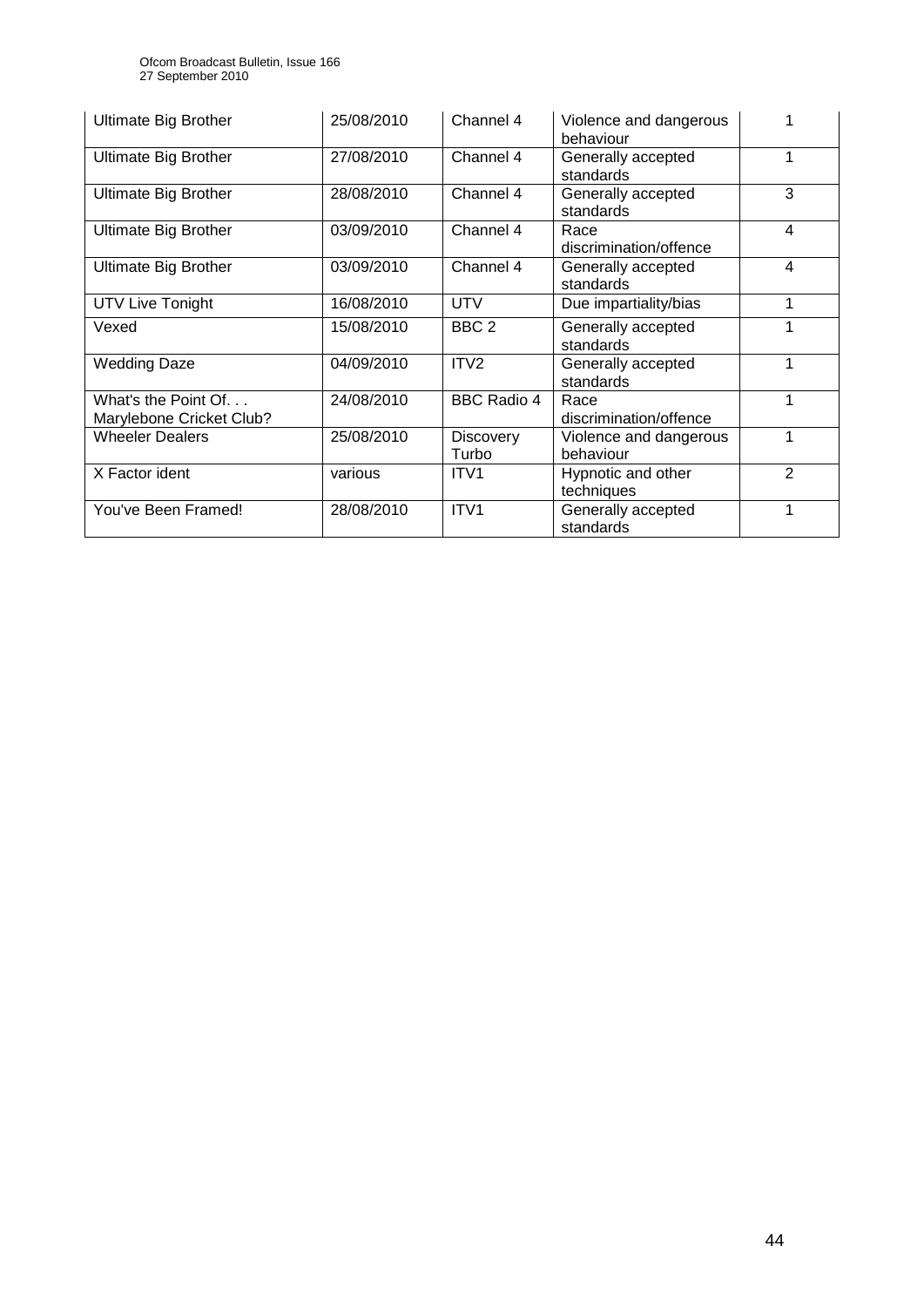| | | | | |
|---|---|---|---|---|
| Ultimate Big Brother | 25/08/2010 | Channel 4 | Violence and dangerous behaviour | 1 |
| Ultimate Big Brother | 27/08/2010 | Channel 4 | Generally accepted standards | 1 |
| Ultimate Big Brother | 28/08/2010 | Channel 4 | Generally accepted standards | 3 |
| Ultimate Big Brother | 03/09/2010 | Channel 4 | Race discrimination/offence | 4 |
| Ultimate Big Brother | 03/09/2010 | Channel 4 | Generally accepted standards | 4 |
| UTV Live Tonight | 16/08/2010 | UTV | Due impartiality/bias | 1 |
| Vexed | 15/08/2010 | BBC 2 | Generally accepted standards | 1 |
| Wedding Daze | 04/09/2010 | ITV2 | Generally accepted standards | 1 |
| What's the Point Of. . . Marylebone Cricket Club? | 24/08/2010 | BBC Radio 4 | Race discrimination/offence | 1 |
| Wheeler Dealers | 25/08/2010 | Discovery Turbo | Violence and dangerous behaviour | 1 |
| X Factor ident | various | ITV1 | Hypnotic and other techniques | 2 |
| You've Been Framed! | 28/08/2010 | ITV1 | Generally accepted standards | 1 |